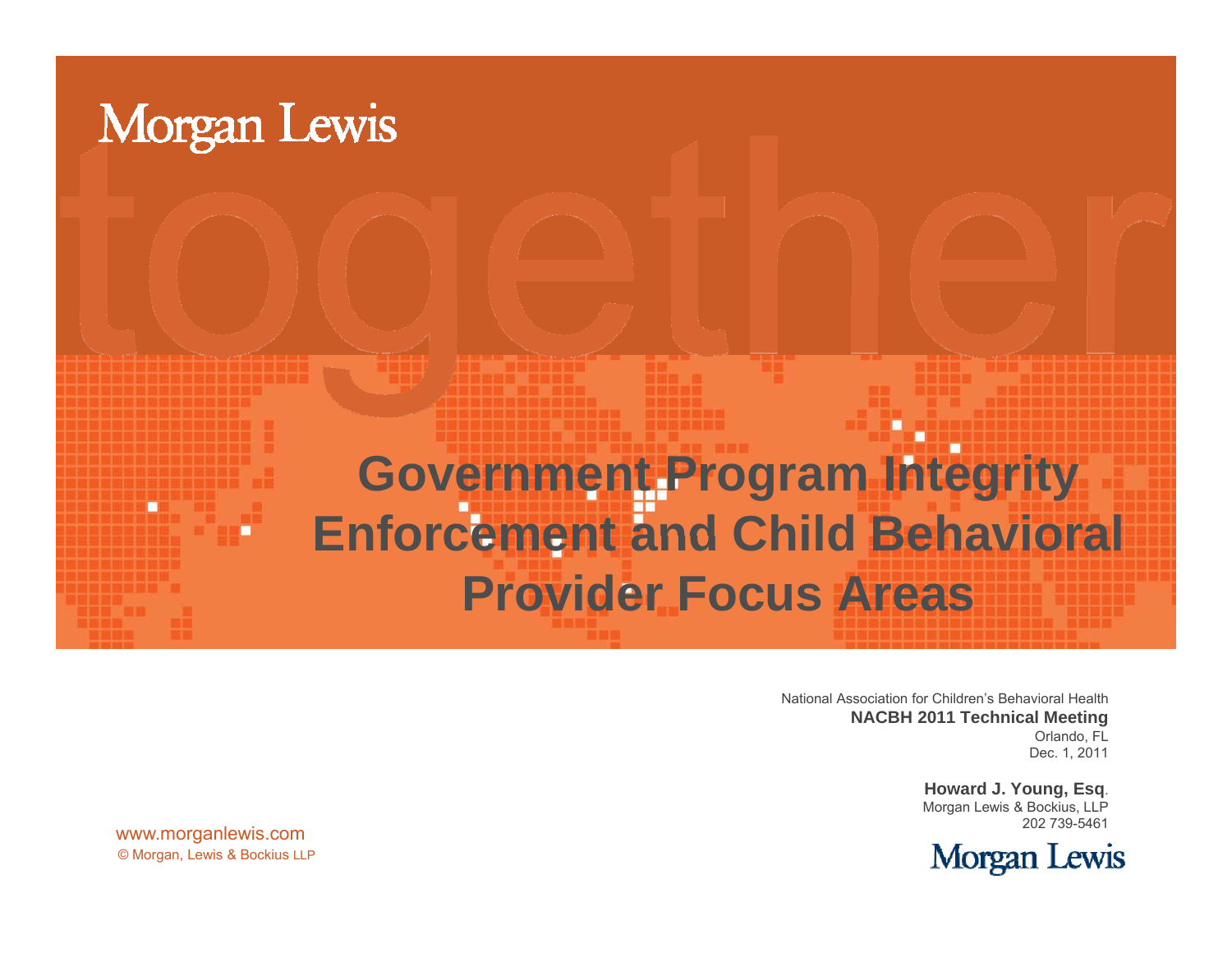Morgan Lewis

# Government Program Integrity Enforcement and Child Behavioral Provider Focus Areas

National Association for Children's Behavioral Health
**NACBH 2011 Technical Meeting**
Orlando, FL
Dec. 1, 2011

**Howard J. Young, Esq**.
Morgan Lewis & Bockius, LLP
202 739-5461

www.morganlewis.com
© Morgan, Lewis & Bockius LLP

Morgan Lewis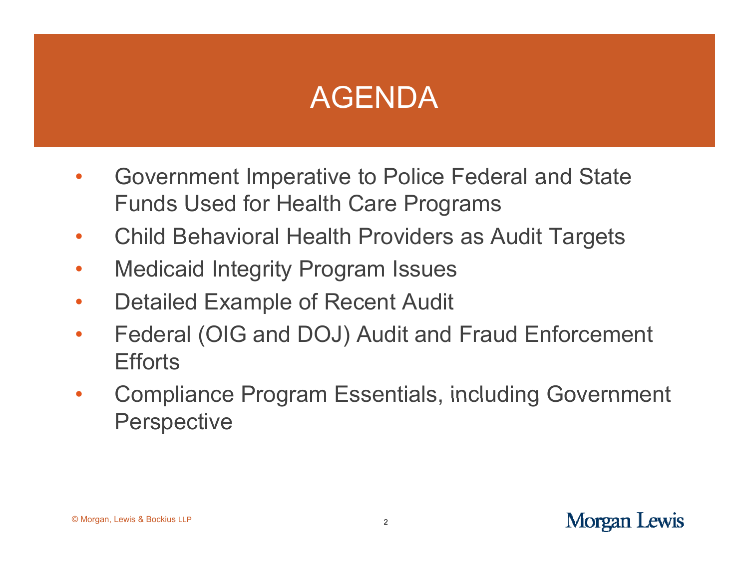# AGENDA

- Government Imperative to Police Federal and State Funds Used for Health Care Programs
- Child Behavioral Health Providers as Audit Targets
- Medicaid Integrity Program Issues
- Detailed Example of Recent Audit
- Federal (OIG and DOJ) Audit and Fraud Enforcement Efforts
- Compliance Program Essentials, including Government Perspective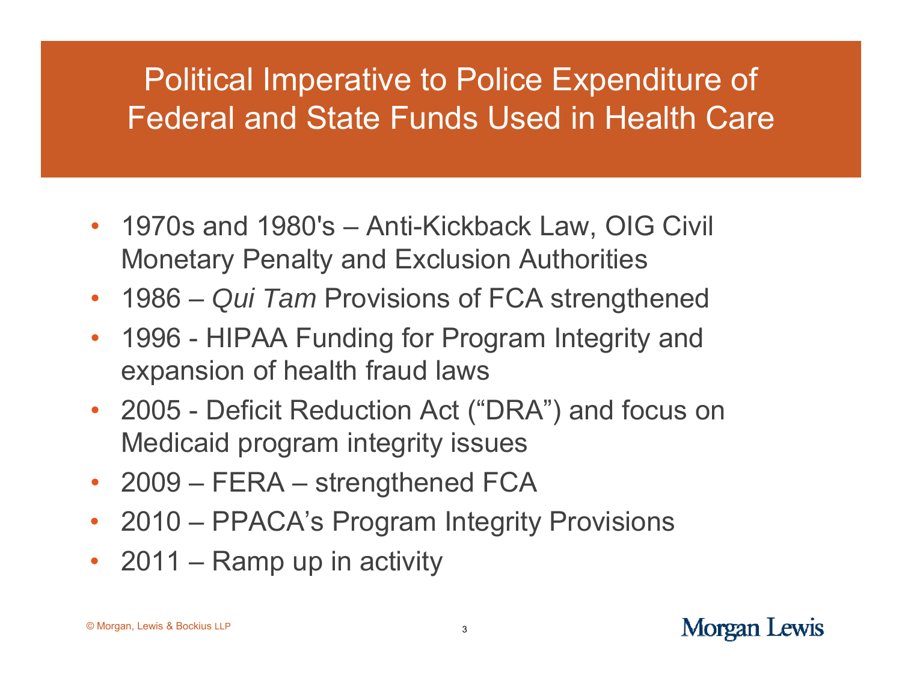# Political Imperative to Police Expenditure of Federal and State Funds Used in Health Care

- 1970s and 1980's – Anti-Kickback Law, OIG Civil Monetary Penalty and Exclusion Authorities
- 1986 – *Qui Tam* Provisions of FCA strengthened
- 1996 - HIPAA Funding for Program Integrity and expansion of health fraud laws
- 2005 - Deficit Reduction Act ("DRA") and focus on Medicaid program integrity issues
- 2009 – FERA – strengthened FCA
- 2010 – PPACA's Program Integrity Provisions
- 2011 – Ramp up in activity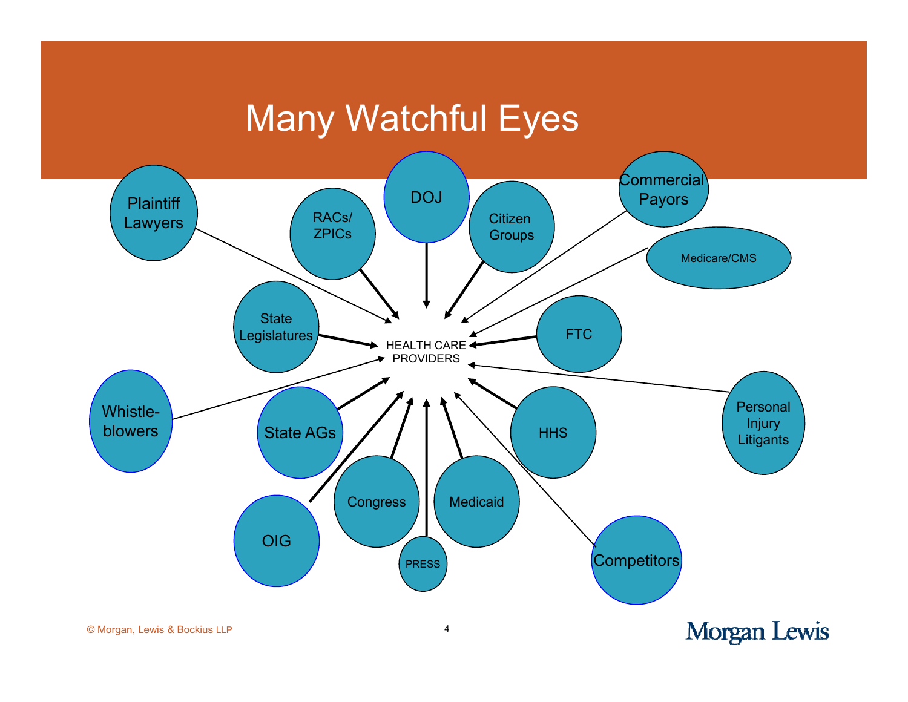# Many Watchful Eyes

HEALTH CARE PROVIDERS

- Plaintiff Lawyers
- RACs/ ZPICs
- DOJ
- Citizen Groups
- Commercial Payors
- Medicare/CMS
- State Legislatures
- FTC
- Whistle-blowers
- State AGs
- HHS
- Personal Injury Litigants
- OIG
- Congress
- Medicaid
- PRESS
- Competitors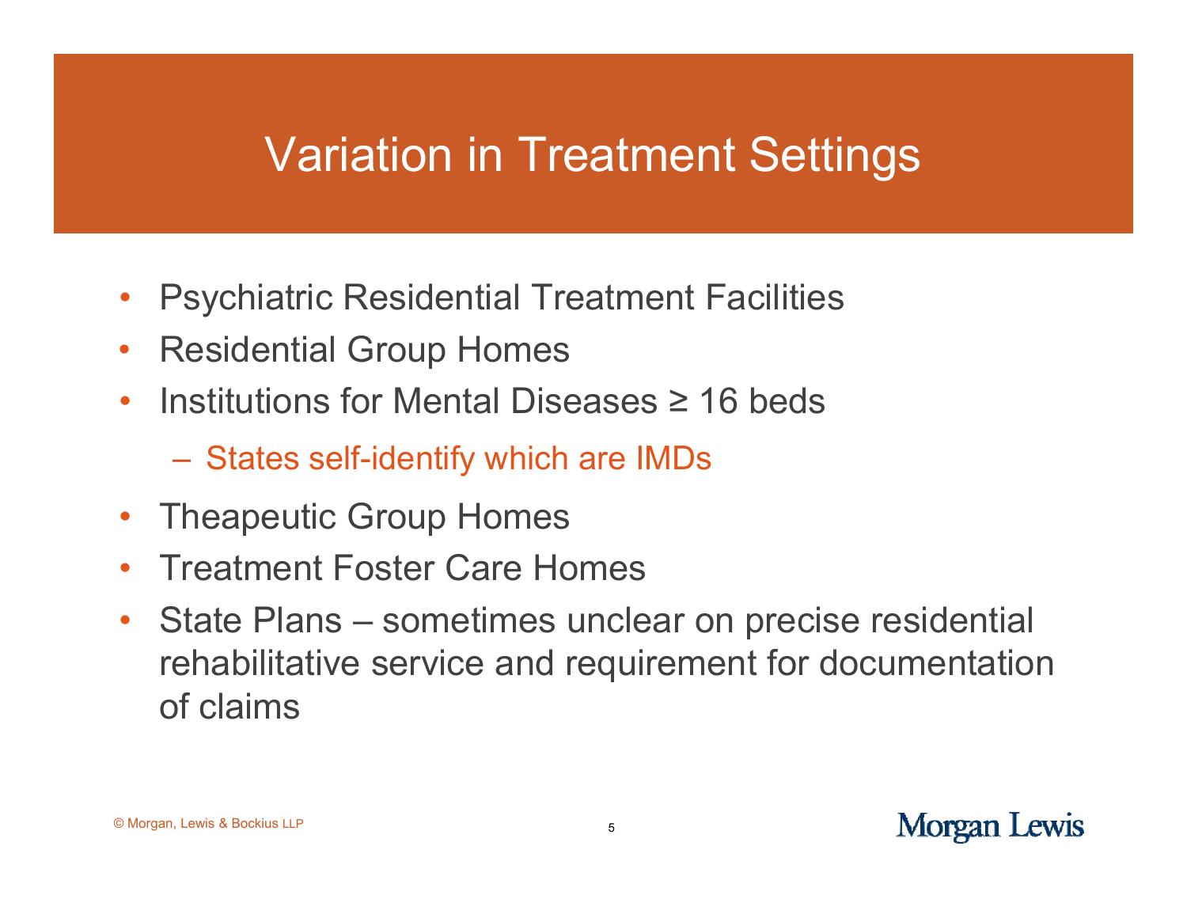# Variation in Treatment Settings

- Psychiatric Residential Treatment Facilities
- Residential Group Homes
- Institutions for Mental Diseases ≥ 16 beds
  - States self-identify which are IMDs
- Theapeutic Group Homes
- Treatment Foster Care Homes
- State Plans – sometimes unclear on precise residential rehabilitative service and requirement for documentation of claims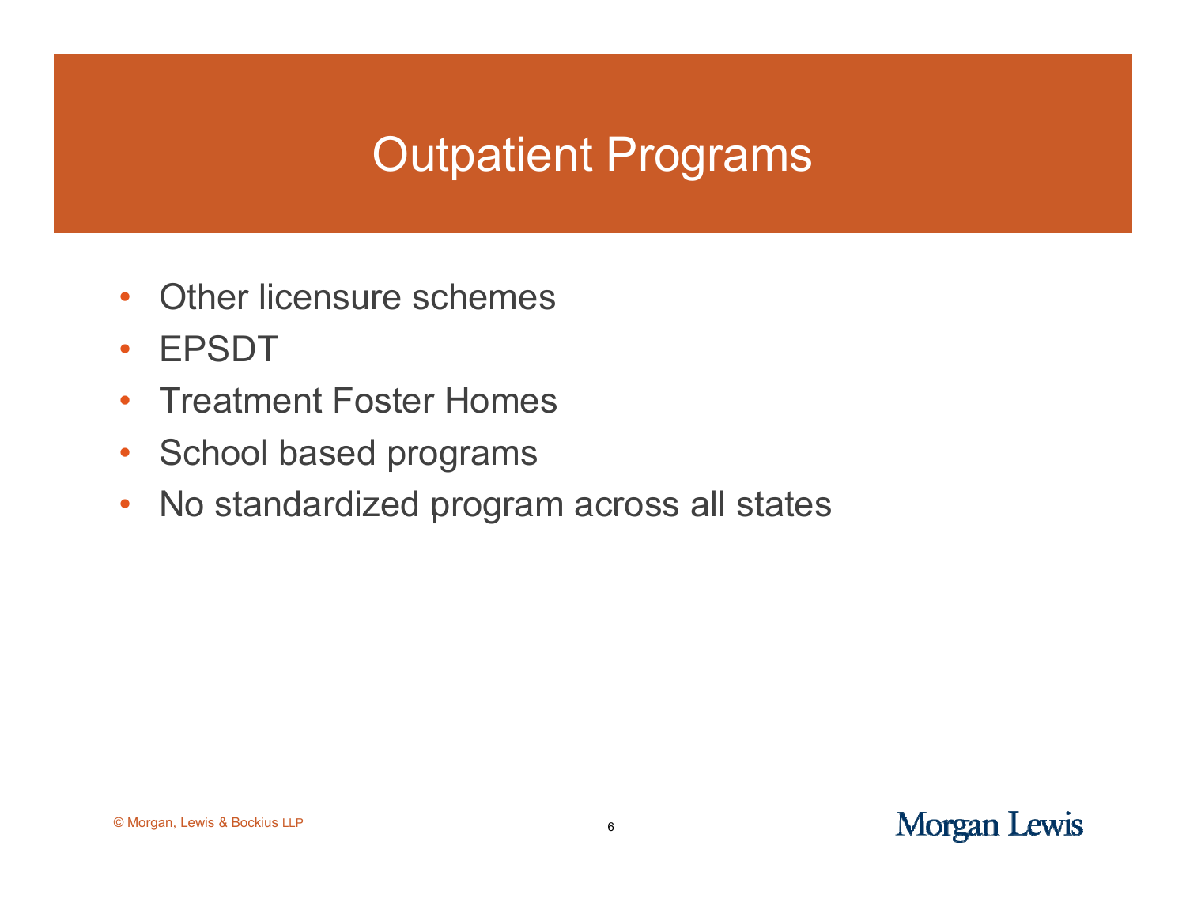# Outpatient Programs

- Other licensure schemes
- EPSDT
- Treatment Foster Homes
- School based programs
- No standardized program across all states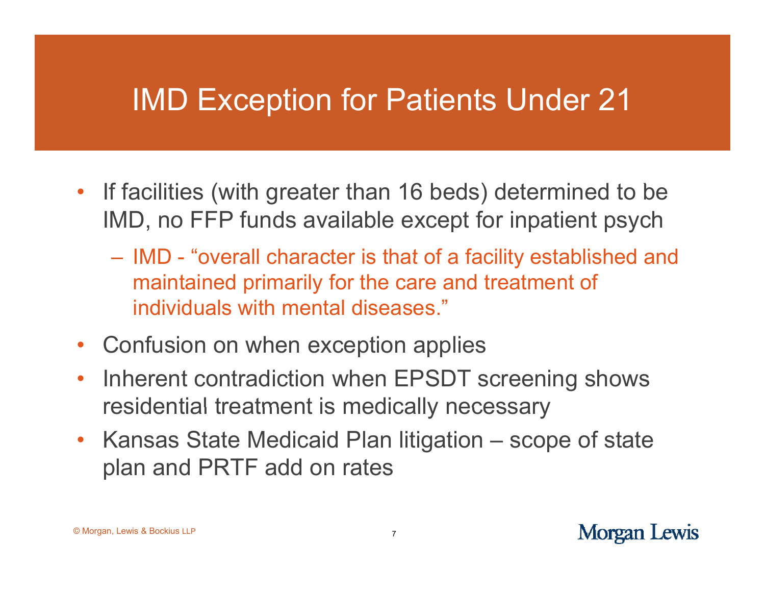# IMD Exception for Patients Under 21

- If facilities (with greater than 16 beds) determined to be IMD, no FFP funds available except for inpatient psych
  - IMD - "overall character is that of a facility established and maintained primarily for the care and treatment of individuals with mental diseases."
- Confusion on when exception applies
- Inherent contradiction when EPSDT screening shows residential treatment is medically necessary
- Kansas State Medicaid Plan litigation – scope of state plan and PRTF add on rates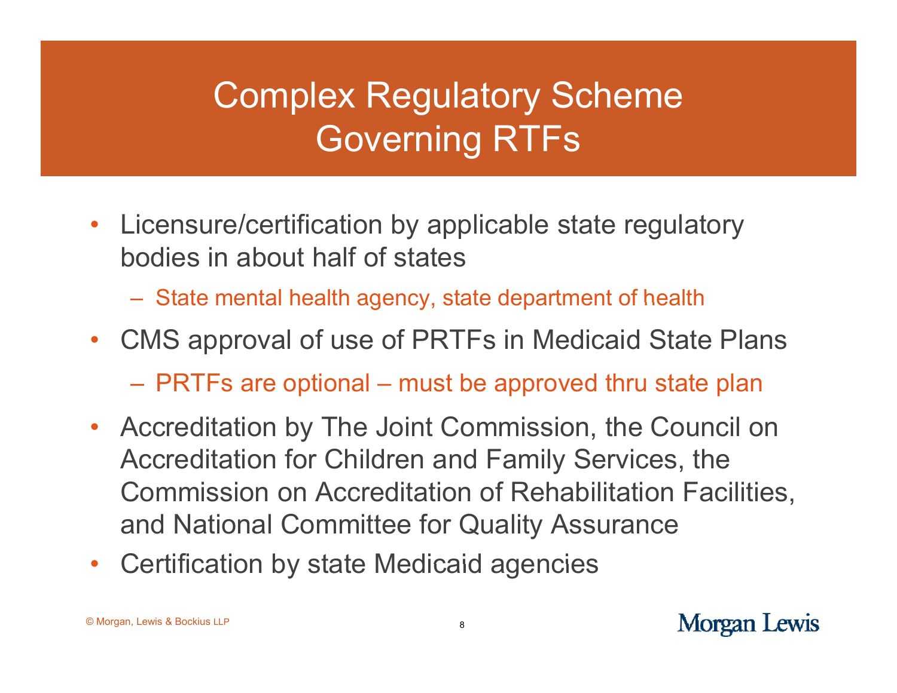# Complex Regulatory Scheme Governing RTFs

- Licensure/certification by applicable state regulatory bodies in about half of states
  - State mental health agency, state department of health
- CMS approval of use of PRTFs in Medicaid State Plans
  - PRTFs are optional – must be approved thru state plan
- Accreditation by The Joint Commission, the Council on Accreditation for Children and Family Services, the Commission on Accreditation of Rehabilitation Facilities, and National Committee for Quality Assurance
- Certification by state Medicaid agencies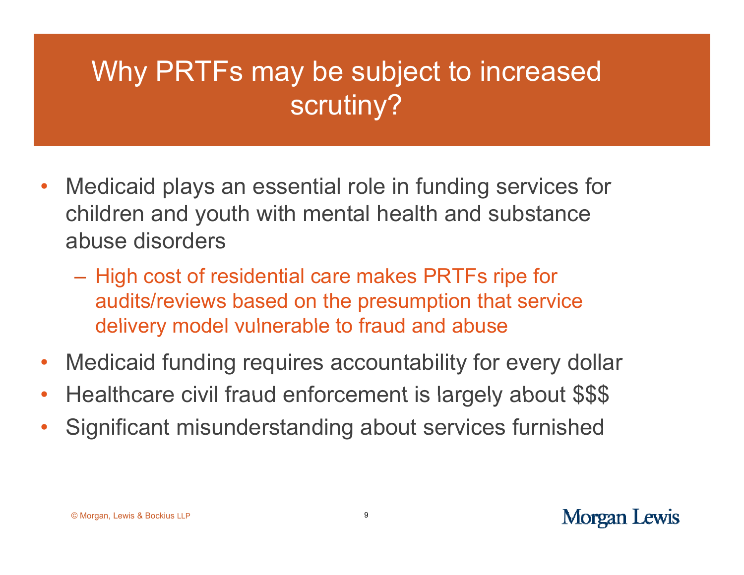# Why PRTFs may be subject to increased scrutiny?

- Medicaid plays an essential role in funding services for children and youth with mental health and substance abuse disorders
  - High cost of residential care makes PRTFs ripe for audits/reviews based on the presumption that service delivery model vulnerable to fraud and abuse
- Medicaid funding requires accountability for every dollar
- Healthcare civil fraud enforcement is largely about $$$
- Significant misunderstanding about services furnished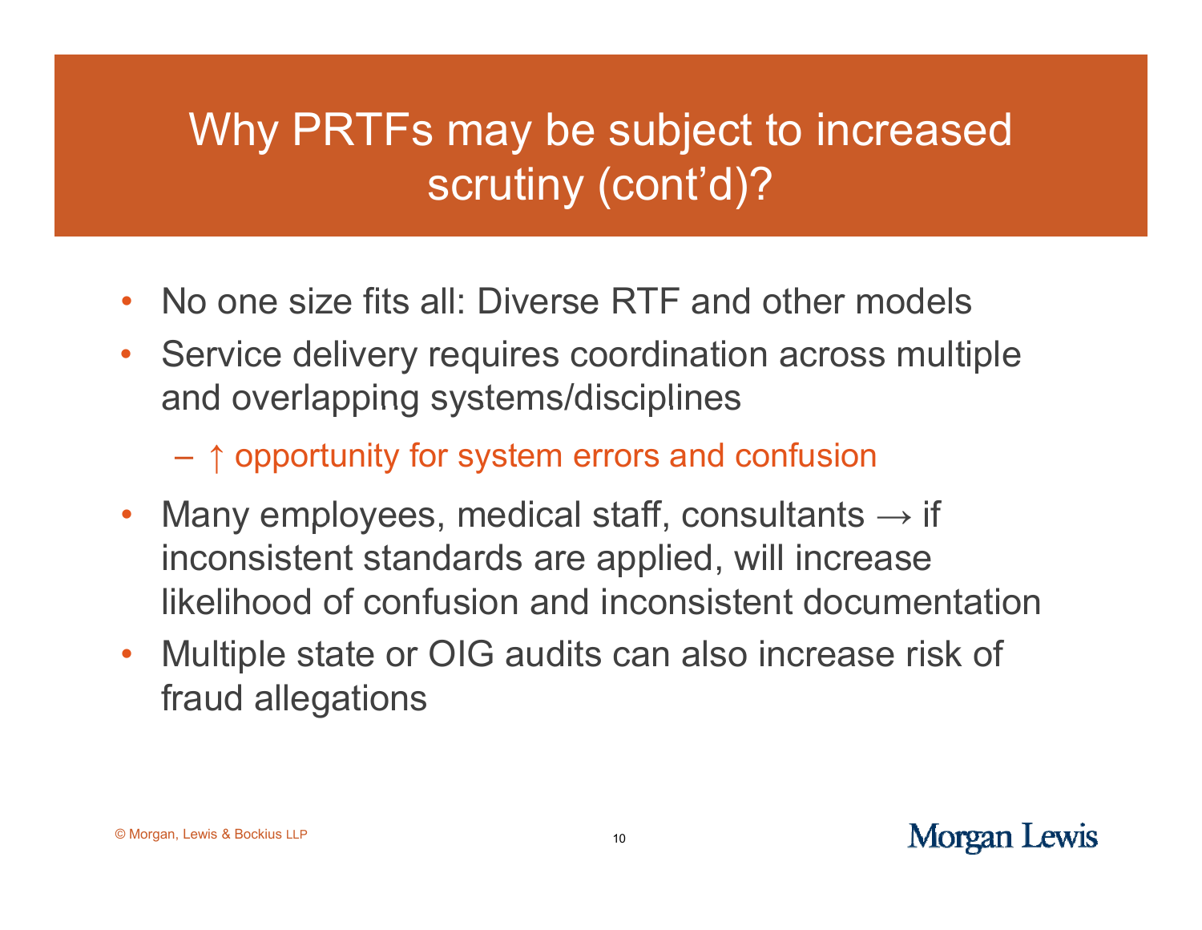# Why PRTFs may be subject to increased scrutiny (cont'd)?

- No one size fits all: Diverse RTF and other models
- Service delivery requires coordination across multiple and overlapping systems/disciplines
  - ↑ opportunity for system errors and confusion
- Many employees, medical staff, consultants → if inconsistent standards are applied, will increase likelihood of confusion and inconsistent documentation
- Multiple state or OIG audits can also increase risk of fraud allegations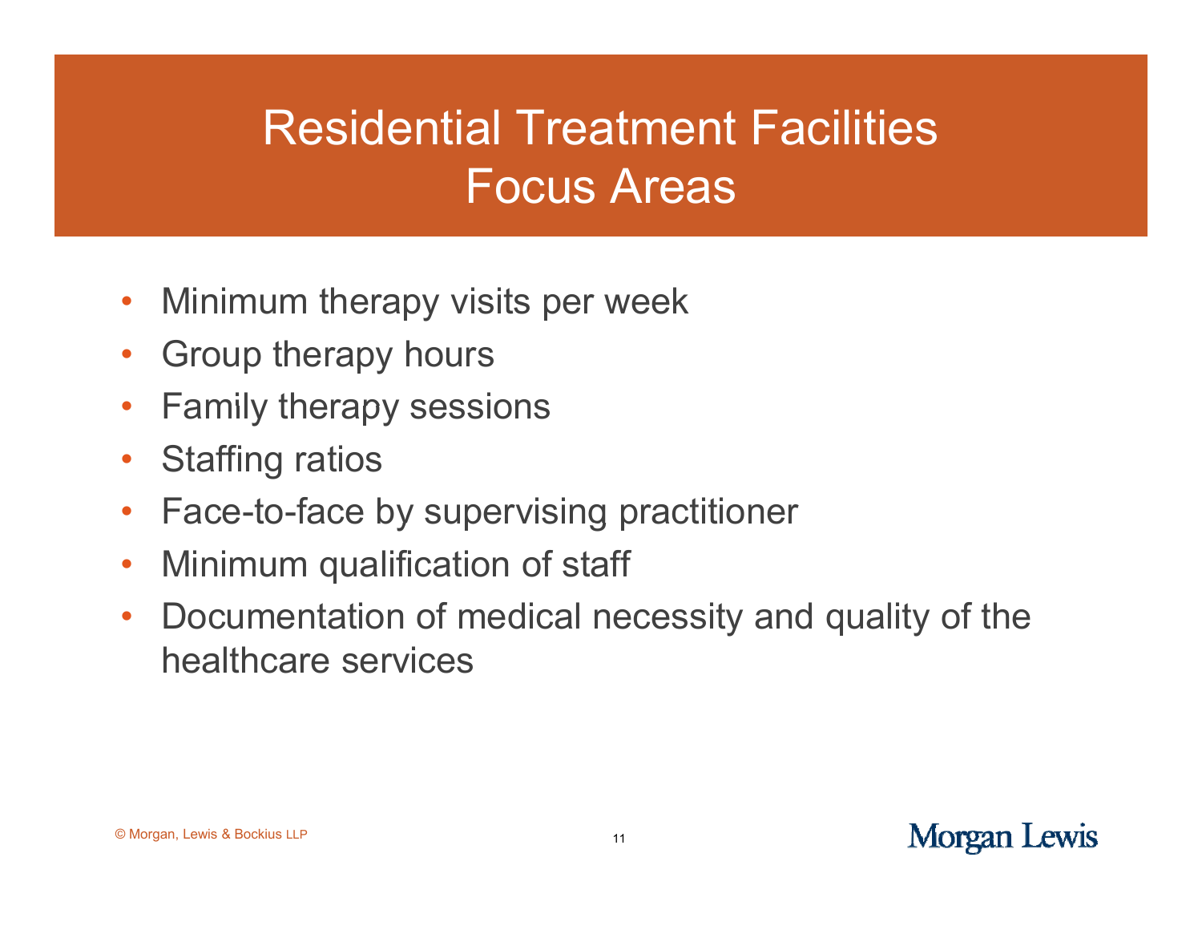# Residential Treatment Facilities Focus Areas

- Minimum therapy visits per week
- Group therapy hours
- Family therapy sessions
- Staffing ratios
- Face-to-face by supervising practitioner
- Minimum qualification of staff
- Documentation of medical necessity and quality of the healthcare services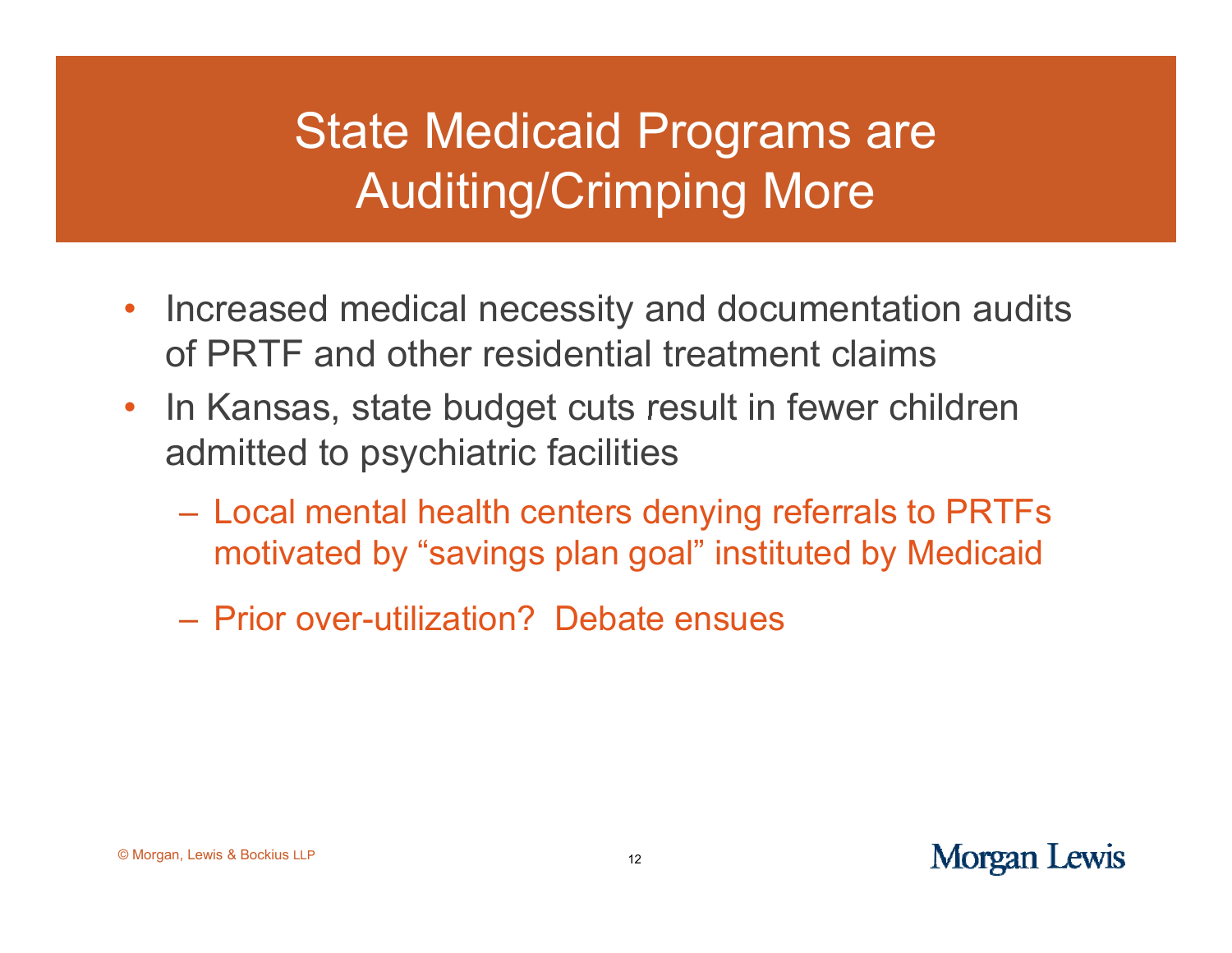# State Medicaid Programs are Auditing/Crimping More

- Increased medical necessity and documentation audits of PRTF and other residential treatment claims
- In Kansas, state budget cuts result in fewer children admitted to psychiatric facilities
  - Local mental health centers denying referrals to PRTFs motivated by "savings plan goal" instituted by Medicaid
  - Prior over-utilization? Debate ensues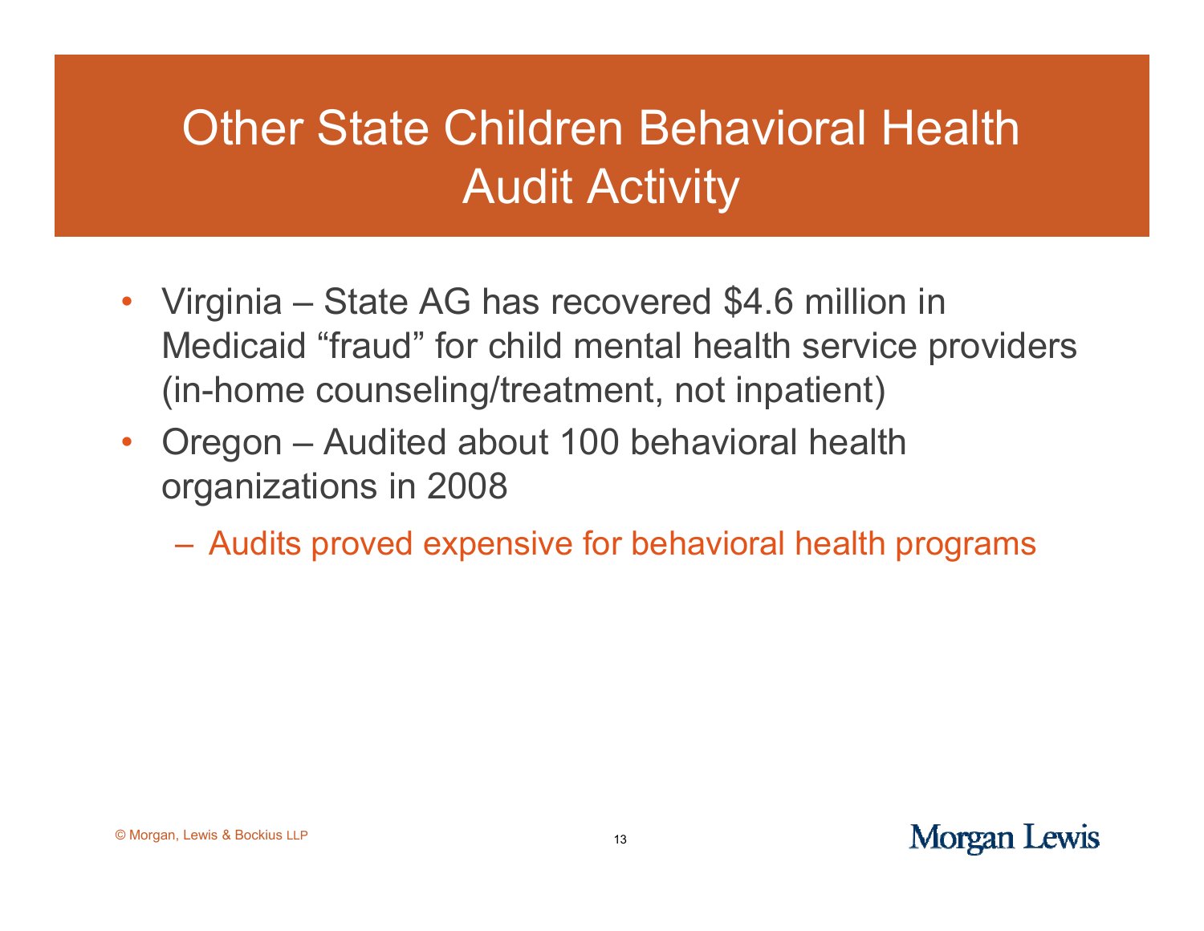# Other State Children Behavioral Health Audit Activity

- Virginia – State AG has recovered $4.6 million in Medicaid “fraud” for child mental health service providers (in-home counseling/treatment, not inpatient)
- Oregon – Audited about 100 behavioral health organizations in 2008
  - Audits proved expensive for behavioral health programs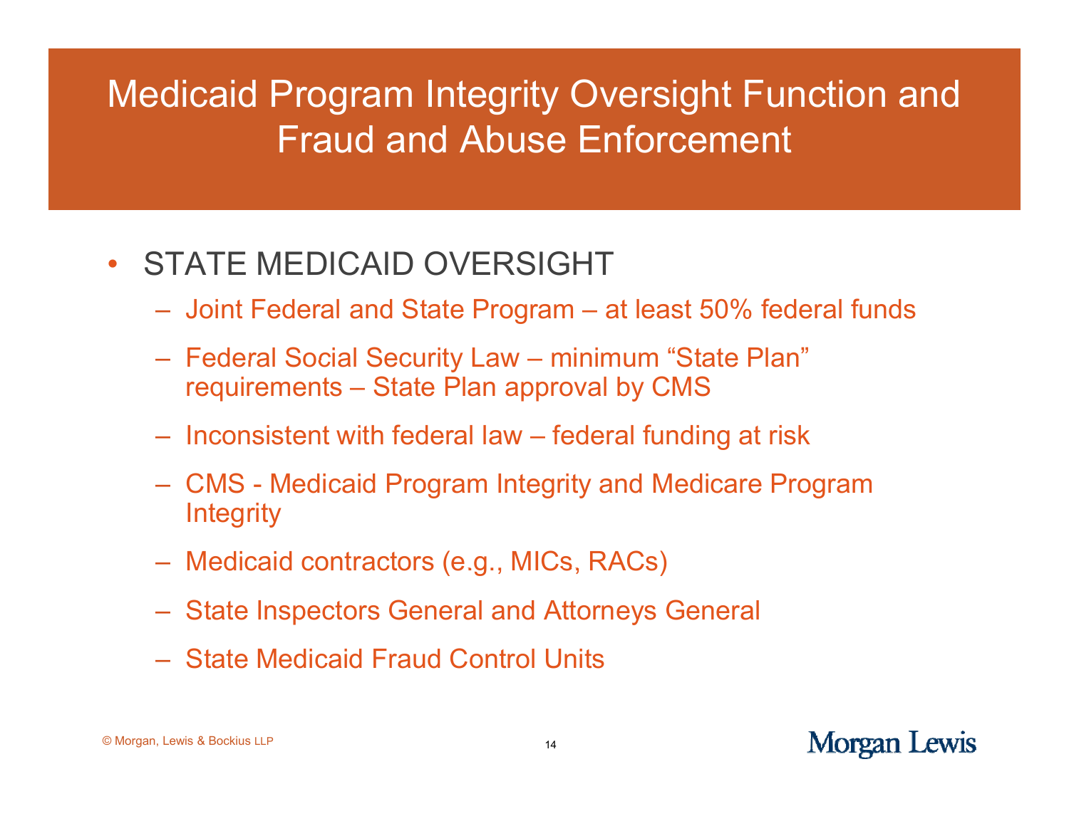# Medicaid Program Integrity Oversight Function and Fraud and Abuse Enforcement

- STATE MEDICAID OVERSIGHT
  - Joint Federal and State Program – at least 50% federal funds
  - Federal Social Security Law – minimum "State Plan" requirements – State Plan approval by CMS
  - Inconsistent with federal law – federal funding at risk
  - CMS - Medicaid Program Integrity and Medicare Program Integrity
  - Medicaid contractors (e.g., MICs, RACs)
  - State Inspectors General and Attorneys General
  - State Medicaid Fraud Control Units

© Morgan, Lewis & Bockius LLP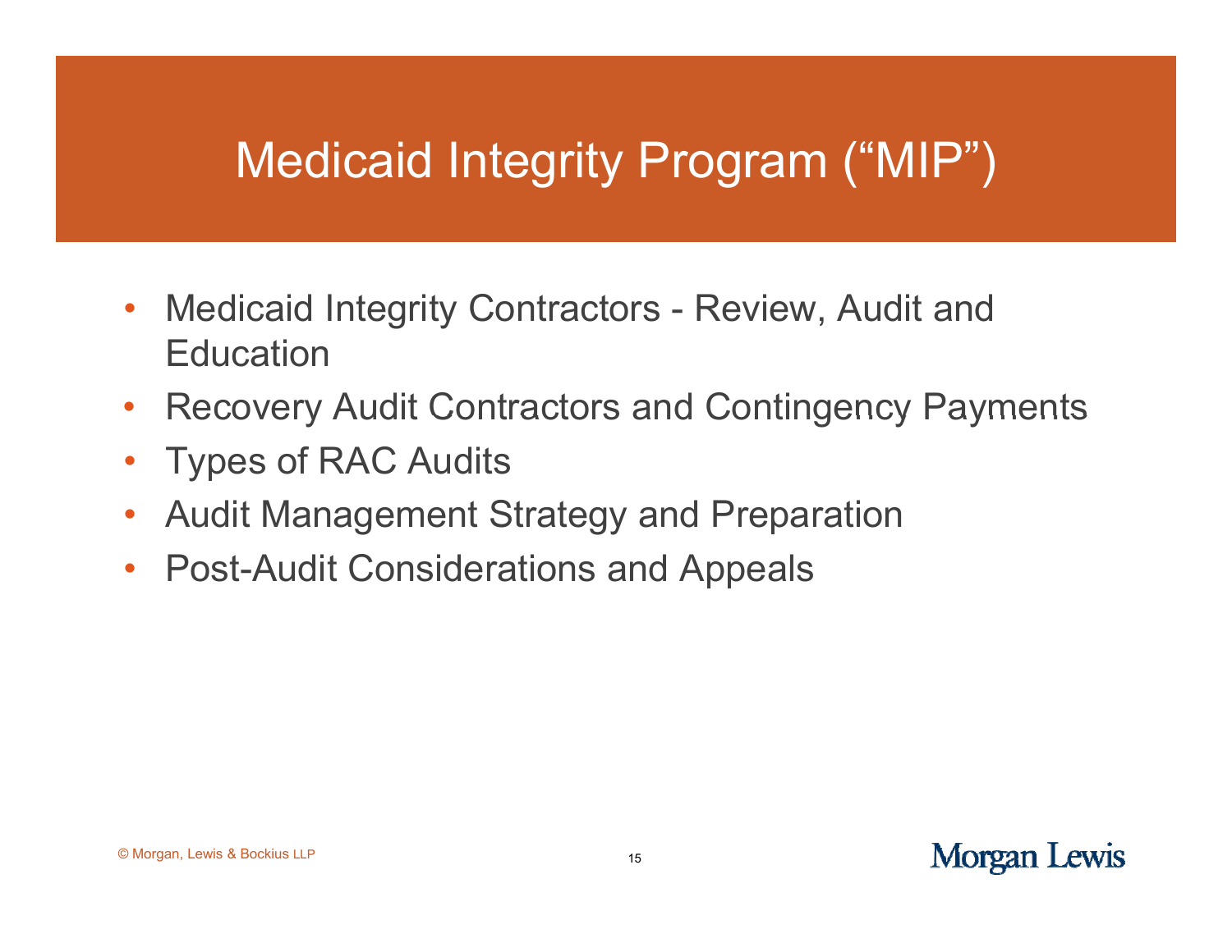# Medicaid Integrity Program ("MIP")

- Medicaid Integrity Contractors - Review, Audit and Education
- Recovery Audit Contractors and Contingency Payments
- Types of RAC Audits
- Audit Management Strategy and Preparation
- Post-Audit Considerations and Appeals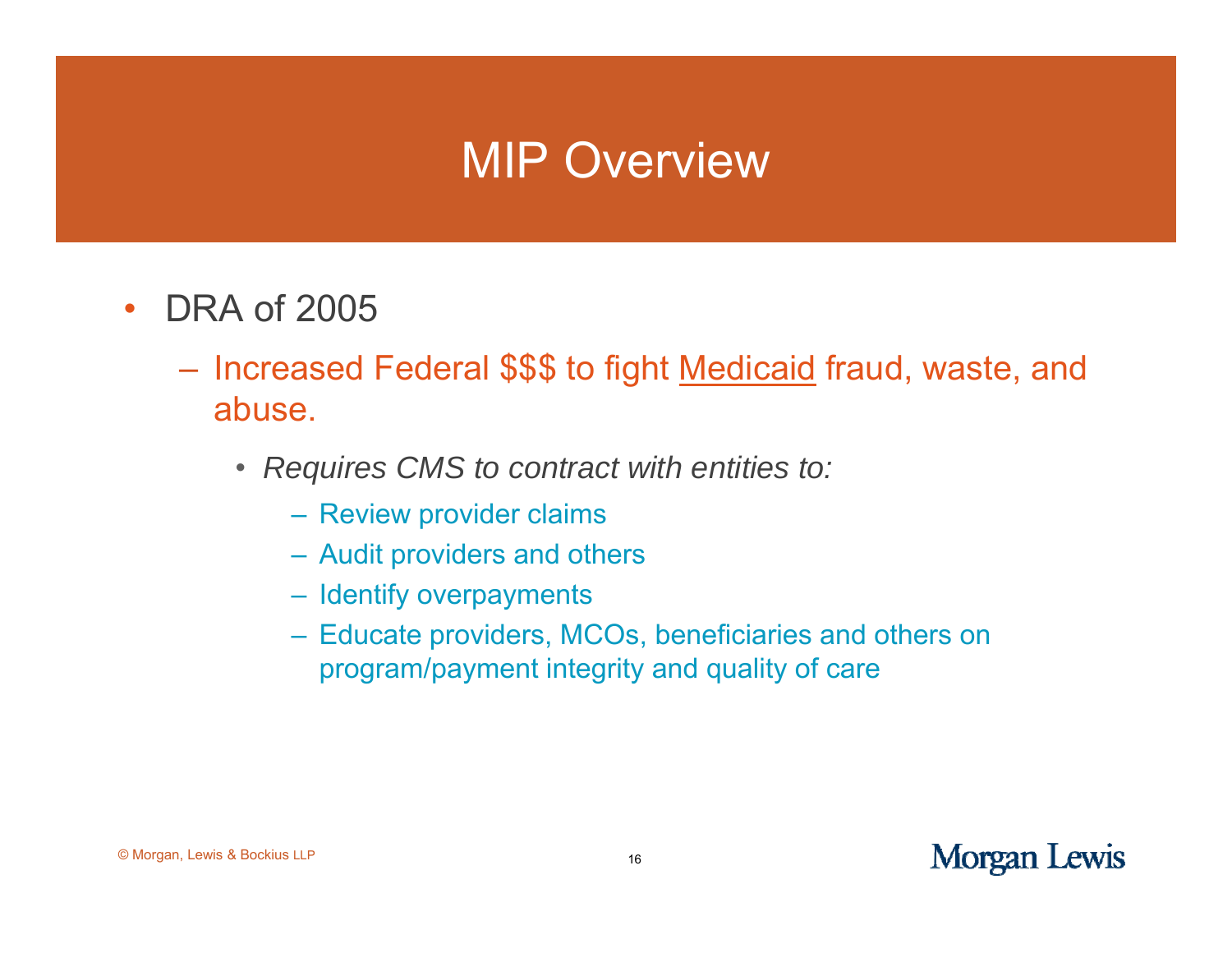# MIP Overview

- DRA of 2005
  - Increased Federal $$$ to fight <u>Medicaid</u> fraud, waste, and abuse.
    - *Requires CMS to contract with entities to:*
      - Review provider claims
      - Audit providers and others
      - Identify overpayments
      - Educate providers, MCOs, beneficiaries and others on program/payment integrity and quality of care

© Morgan, Lewis & Bockius LLP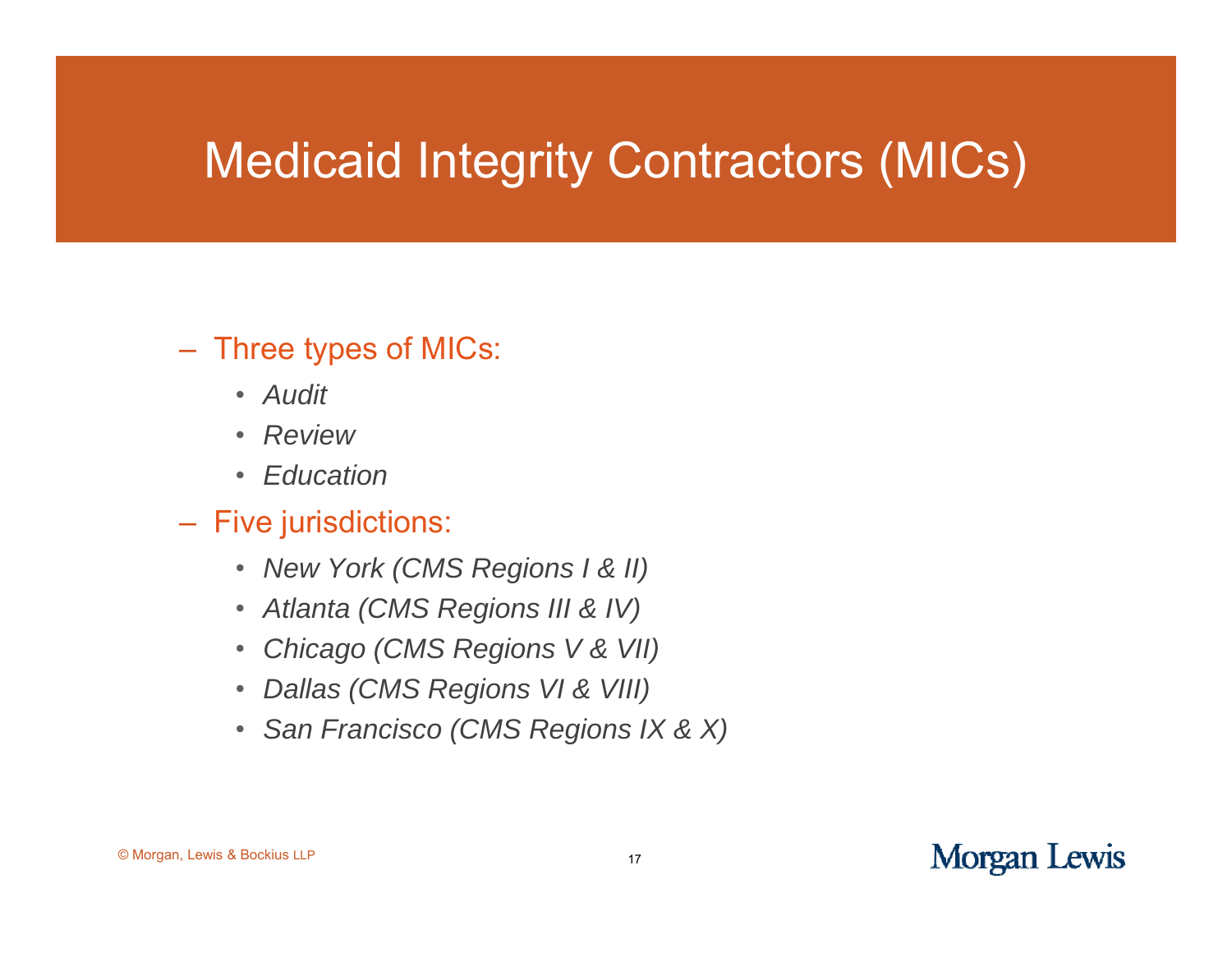# Medicaid Integrity Contractors (MICs)

- Three types of MICs:
  - *Audit*
  - *Review*
  - *Education*
- Five jurisdictions:
  - *New York (CMS Regions I & II)*
  - *Atlanta (CMS Regions III & IV)*
  - *Chicago (CMS Regions V & VII)*
  - *Dallas (CMS Regions VI & VIII)*
  - *San Francisco (CMS Regions IX & X)*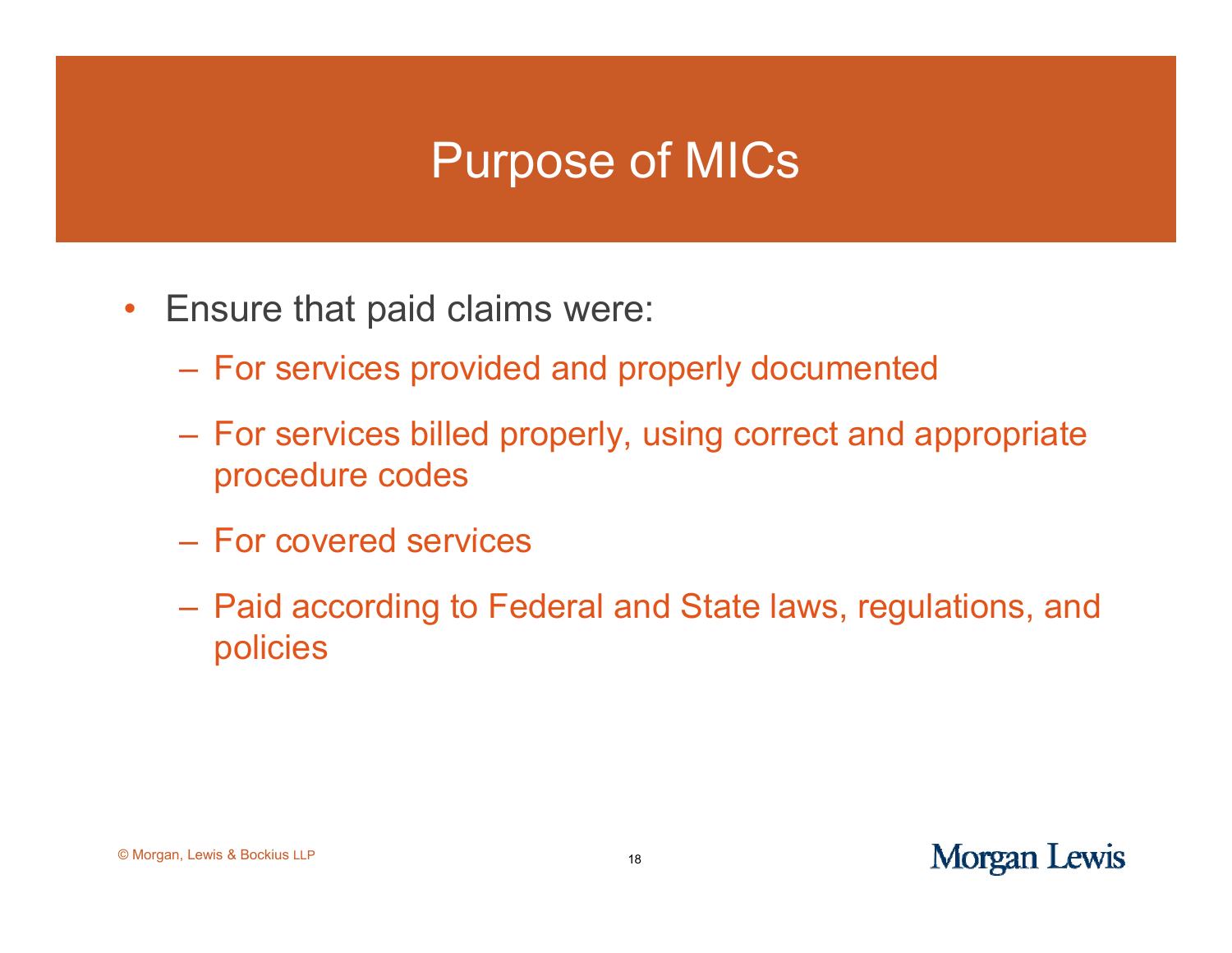# Purpose of MICs

- Ensure that paid claims were:
  - For services provided and properly documented
  - For services billed properly, using correct and appropriate procedure codes
  - For covered services
  - Paid according to Federal and State laws, regulations, and policies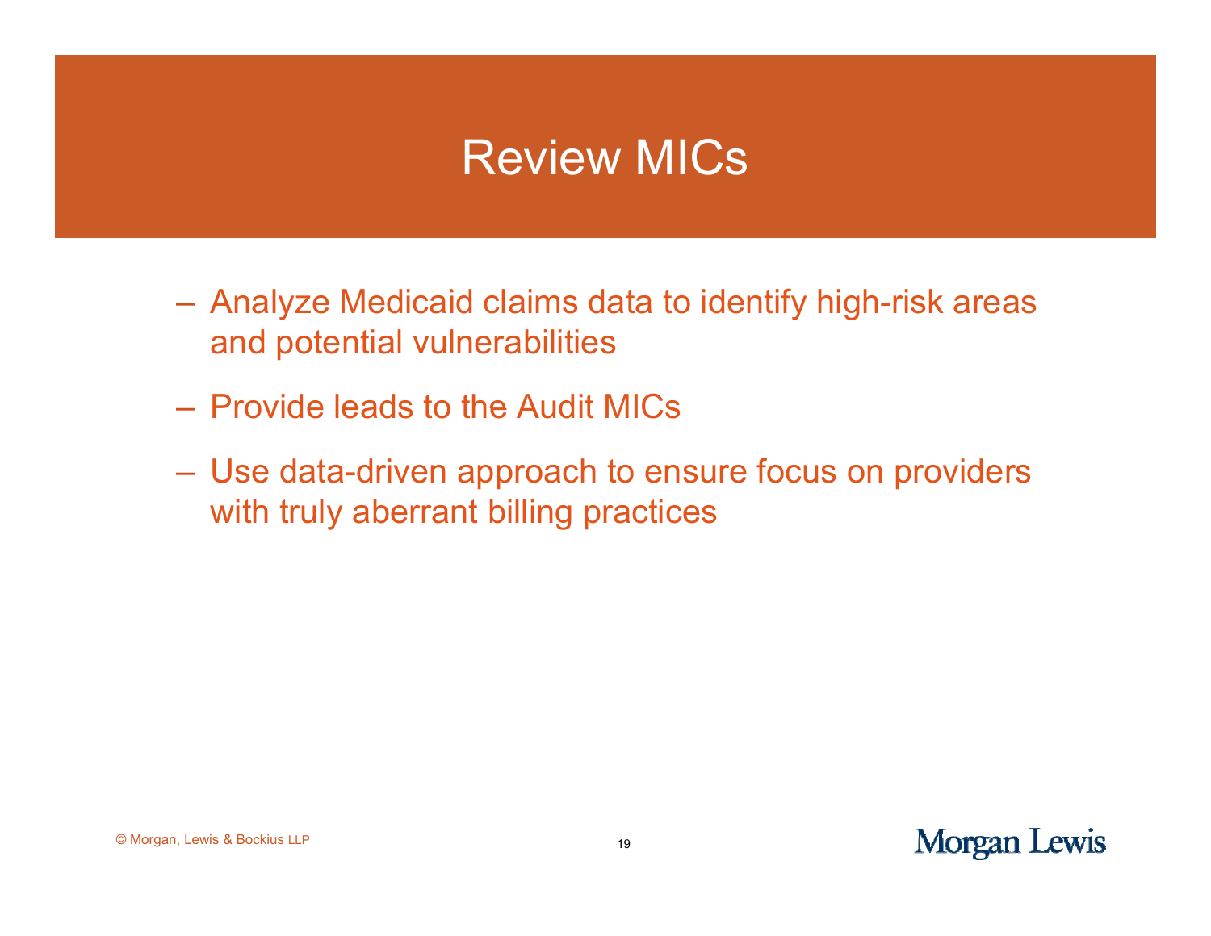# Review MICs

- Analyze Medicaid claims data to identify high-risk areas and potential vulnerabilities
- Provide leads to the Audit MICs
- Use data-driven approach to ensure focus on providers with truly aberrant billing practices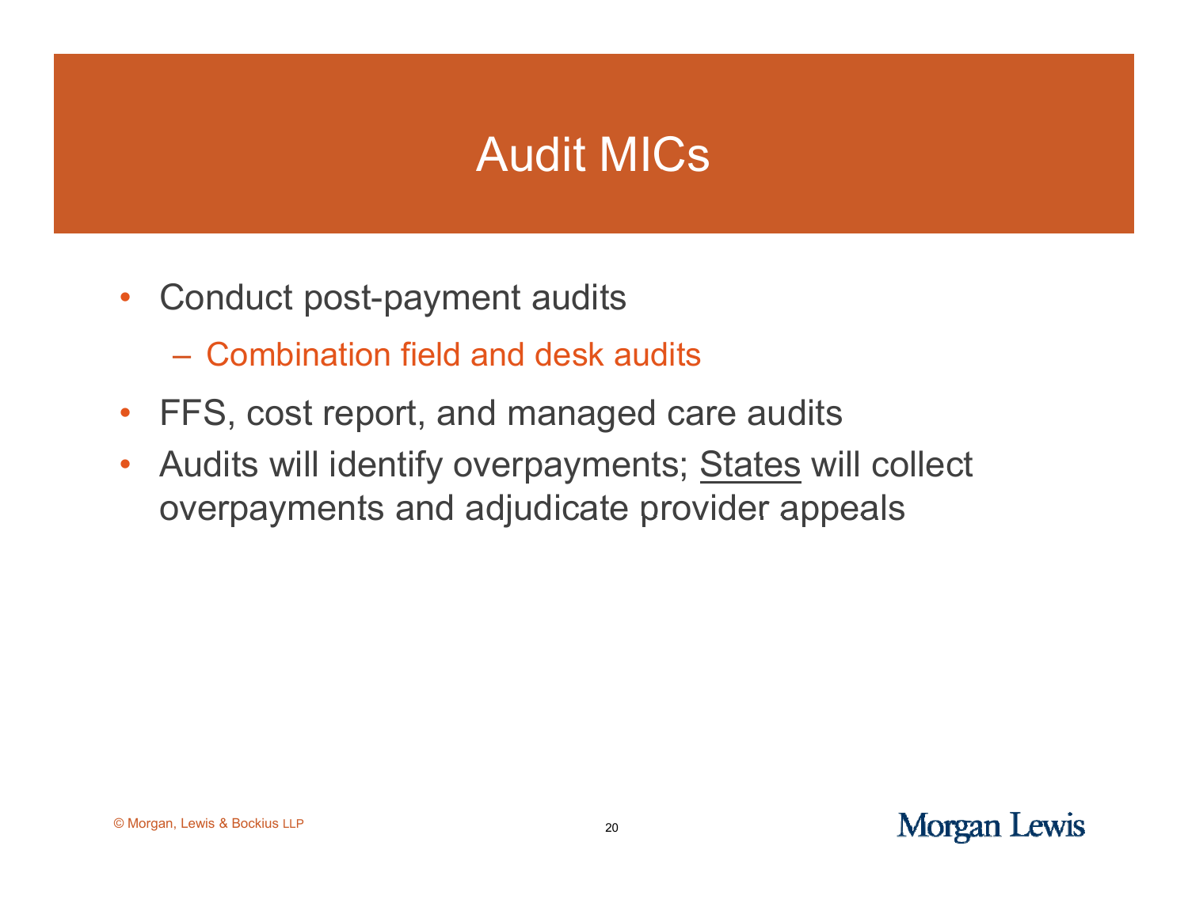# Audit MICs

- Conduct post-payment audits
  - Combination field and desk audits
- FFS, cost report, and managed care audits
- Audits will identify overpayments; <u>States</u> will collect overpayments and adjudicate provider appeals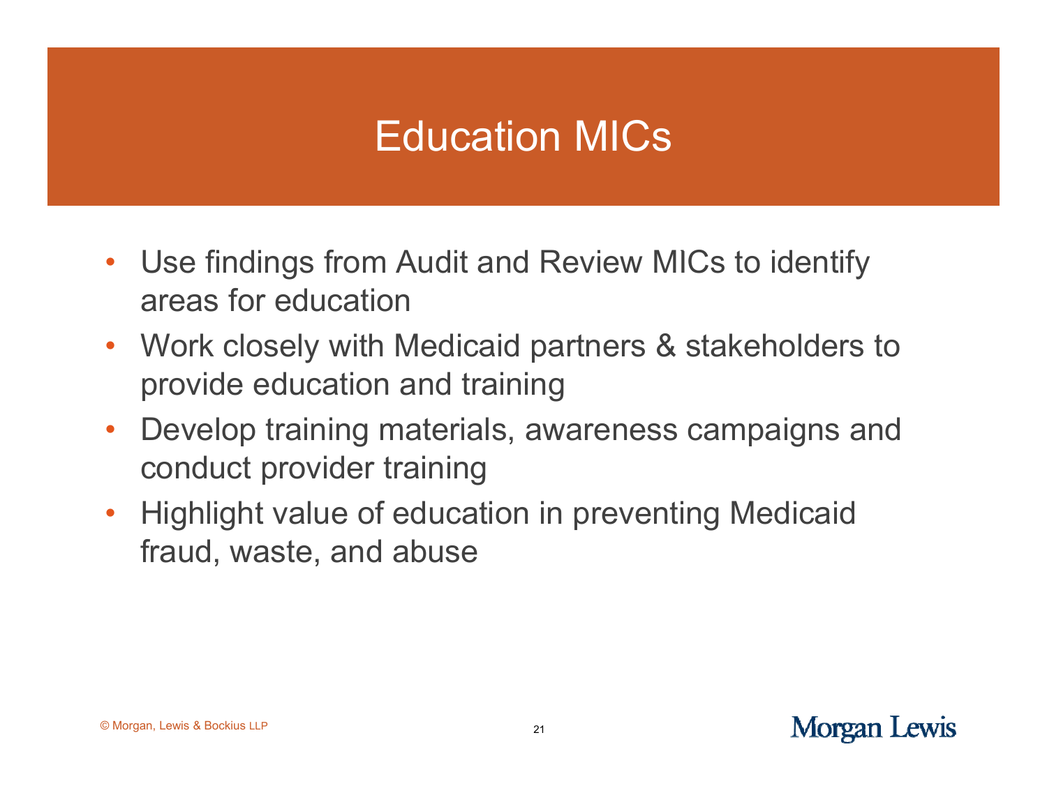# Education MICs

- Use findings from Audit and Review MICs to identify areas for education
- Work closely with Medicaid partners & stakeholders to provide education and training
- Develop training materials, awareness campaigns and conduct provider training
- Highlight value of education in preventing Medicaid fraud, waste, and abuse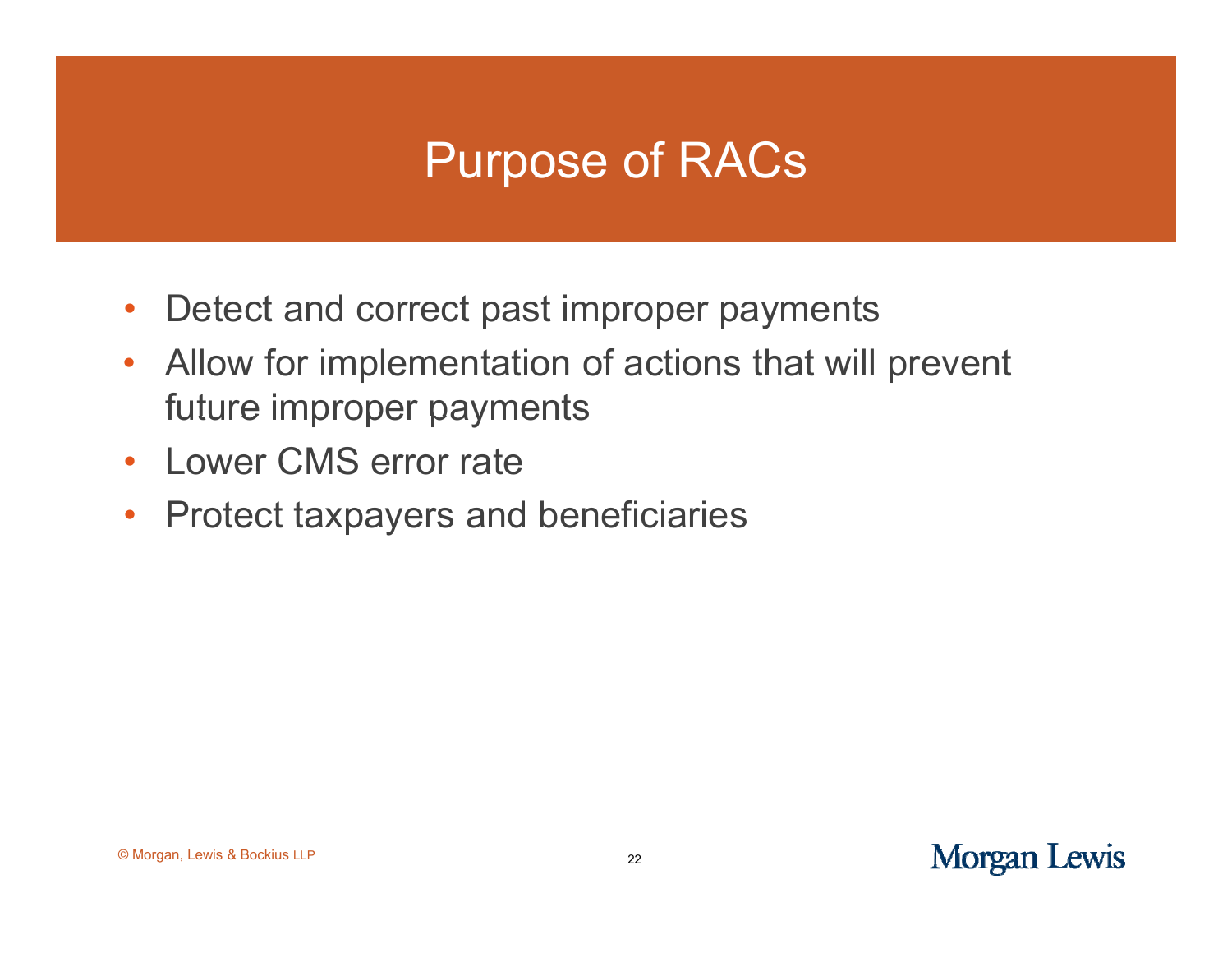# Purpose of RACs

- Detect and correct past improper payments
- Allow for implementation of actions that will prevent future improper payments
- Lower CMS error rate
- Protect taxpayers and beneficiaries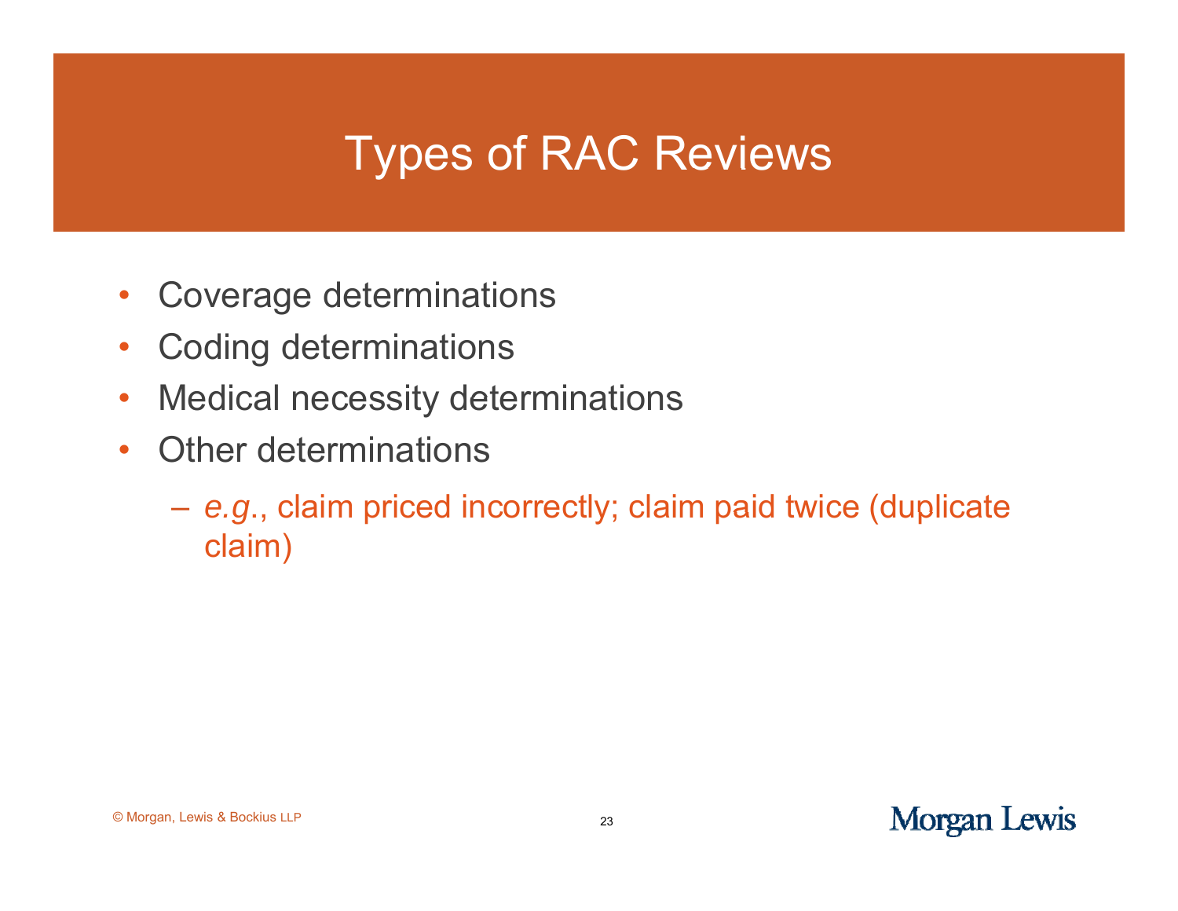# Types of RAC Reviews

- Coverage determinations
- Coding determinations
- Medical necessity determinations
- Other determinations
  - *e.g.*, claim priced incorrectly; claim paid twice (duplicate claim)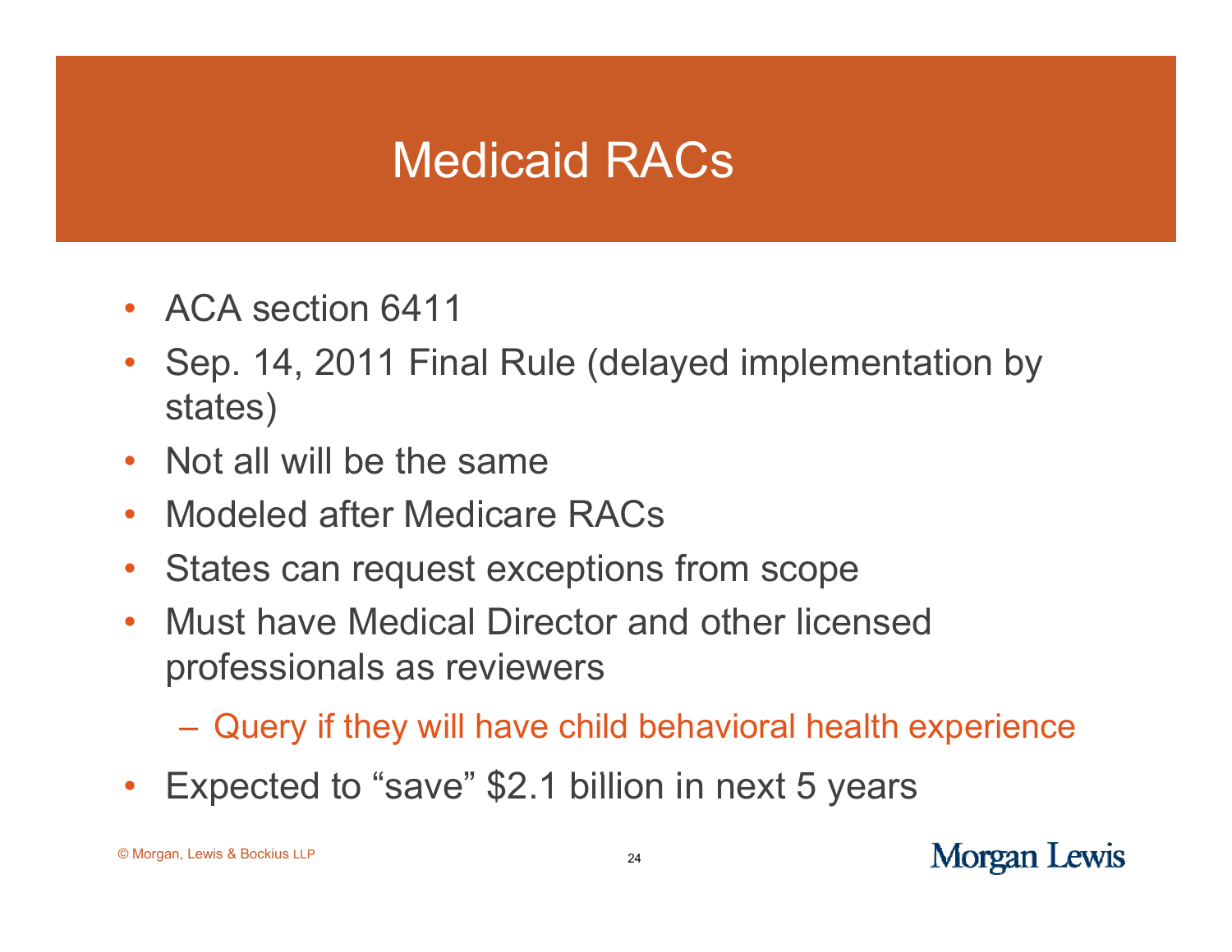# Medicaid RACs

- ACA section 6411
- Sep. 14, 2011 Final Rule (delayed implementation by states)
- Not all will be the same
- Modeled after Medicare RACs
- States can request exceptions from scope
- Must have Medical Director and other licensed professionals as reviewers
  - Query if they will have child behavioral health experience
- Expected to "save" $2.1 billion in next 5 years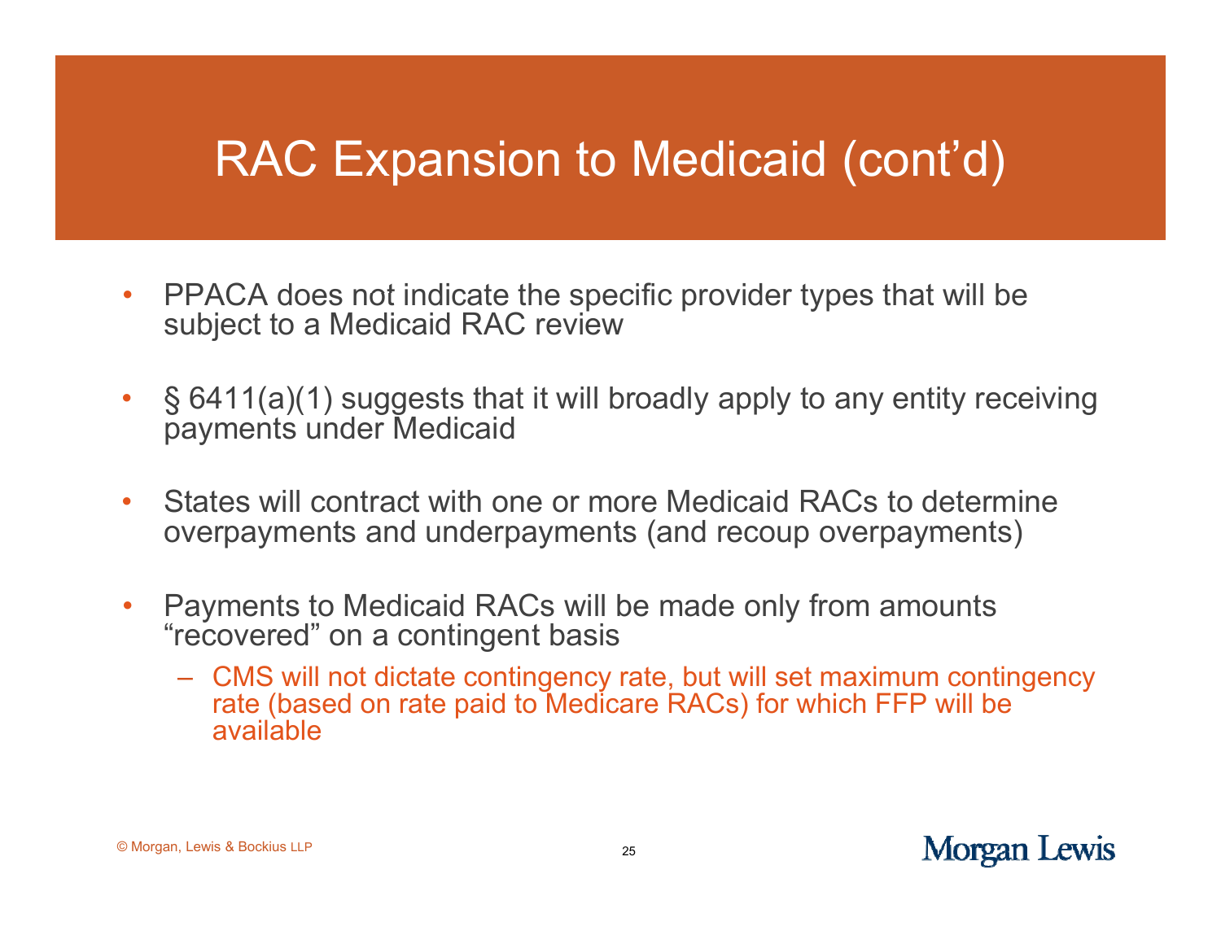# RAC Expansion to Medicaid (cont'd)

- PPACA does not indicate the specific provider types that will be subject to a Medicaid RAC review
- § 6411(a)(1) suggests that it will broadly apply to any entity receiving payments under Medicaid
- States will contract with one or more Medicaid RACs to determine overpayments and underpayments (and recoup overpayments)
- Payments to Medicaid RACs will be made only from amounts "recovered" on a contingent basis
  - CMS will not dictate contingency rate, but will set maximum contingency rate (based on rate paid to Medicare RACs) for which FFP will be available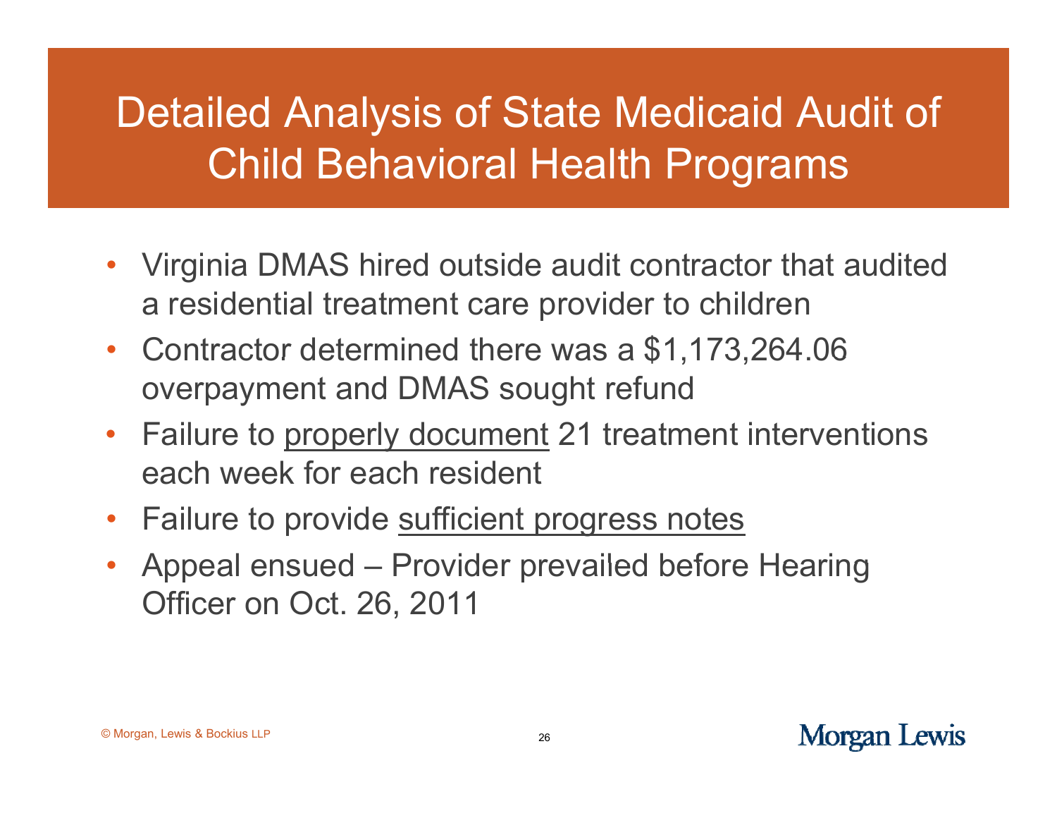# Detailed Analysis of State Medicaid Audit of Child Behavioral Health Programs

- Virginia DMAS hired outside audit contractor that audited a residential treatment care provider to children
- Contractor determined there was a $1,173,264.06 overpayment and DMAS sought refund
- Failure to <u>properly document</u> 21 treatment interventions each week for each resident
- Failure to provide <u>sufficient progress notes</u>
- Appeal ensued – Provider prevailed before Hearing Officer on Oct. 26, 2011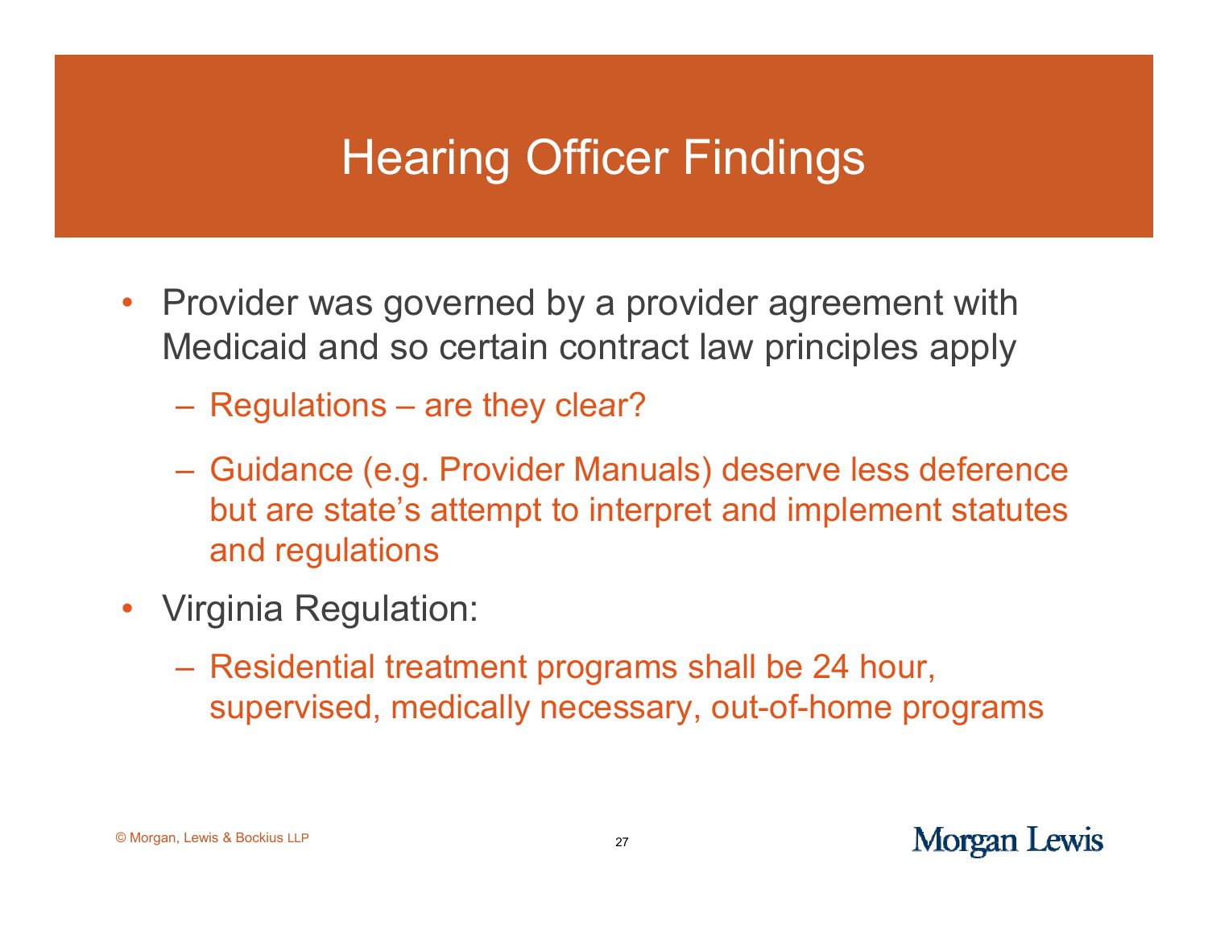# Hearing Officer Findings

- Provider was governed by a provider agreement with Medicaid and so certain contract law principles apply
  - Regulations – are they clear?
  - Guidance (e.g. Provider Manuals) deserve less deference but are state's attempt to interpret and implement statutes and regulations
- Virginia Regulation:
  - Residential treatment programs shall be 24 hour, supervised, medically necessary, out-of-home programs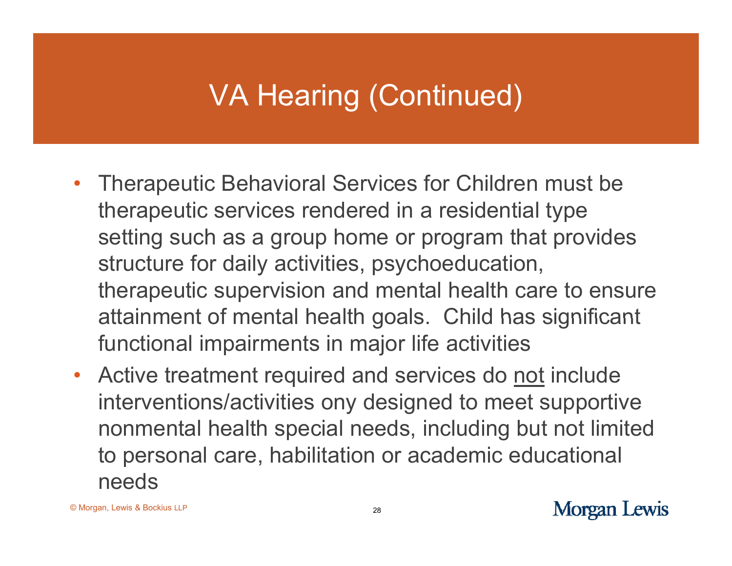# VA Hearing (Continued)

- Therapeutic Behavioral Services for Children must be therapeutic services rendered in a residential type setting such as a group home or program that provides structure for daily activities, psychoeducation, therapeutic supervision and mental health care to ensure attainment of mental health goals. Child has significant functional impairments in major life activities
- Active treatment required and services do <u>not</u> include interventions/activities ony designed to meet supportive nonmental health special needs, including but not limited to personal care, habilitation or academic educational needs

© Morgan, Lewis & Bockius LLP

Morgan Lewis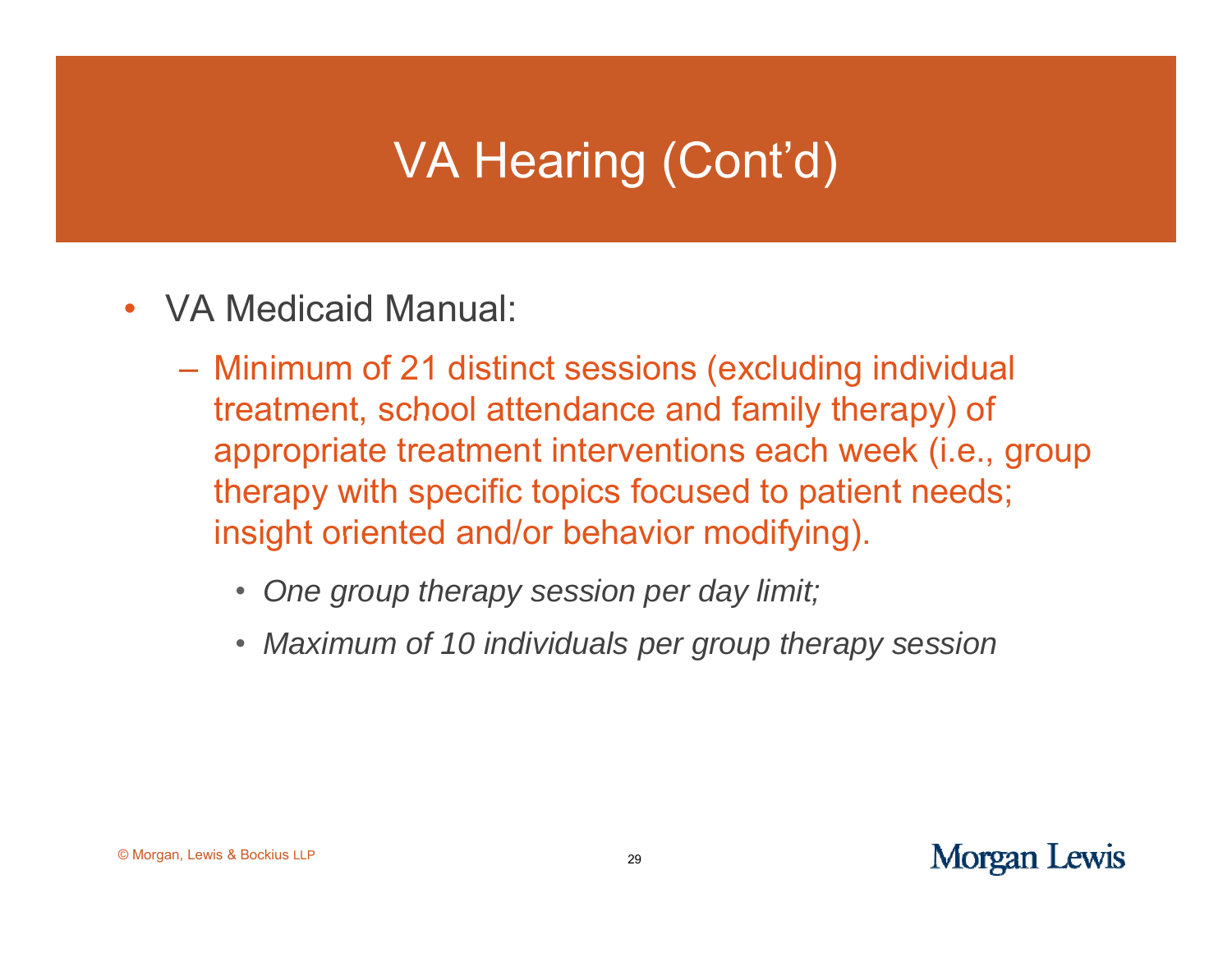# VA Hearing (Cont'd)

- VA Medicaid Manual:
  - Minimum of 21 distinct sessions (excluding individual treatment, school attendance and family therapy) of appropriate treatment interventions each week (i.e., group therapy with specific topics focused to patient needs; insight oriented and/or behavior modifying).
    - *One group therapy session per day limit;*
    - *Maximum of 10 individuals per group therapy session*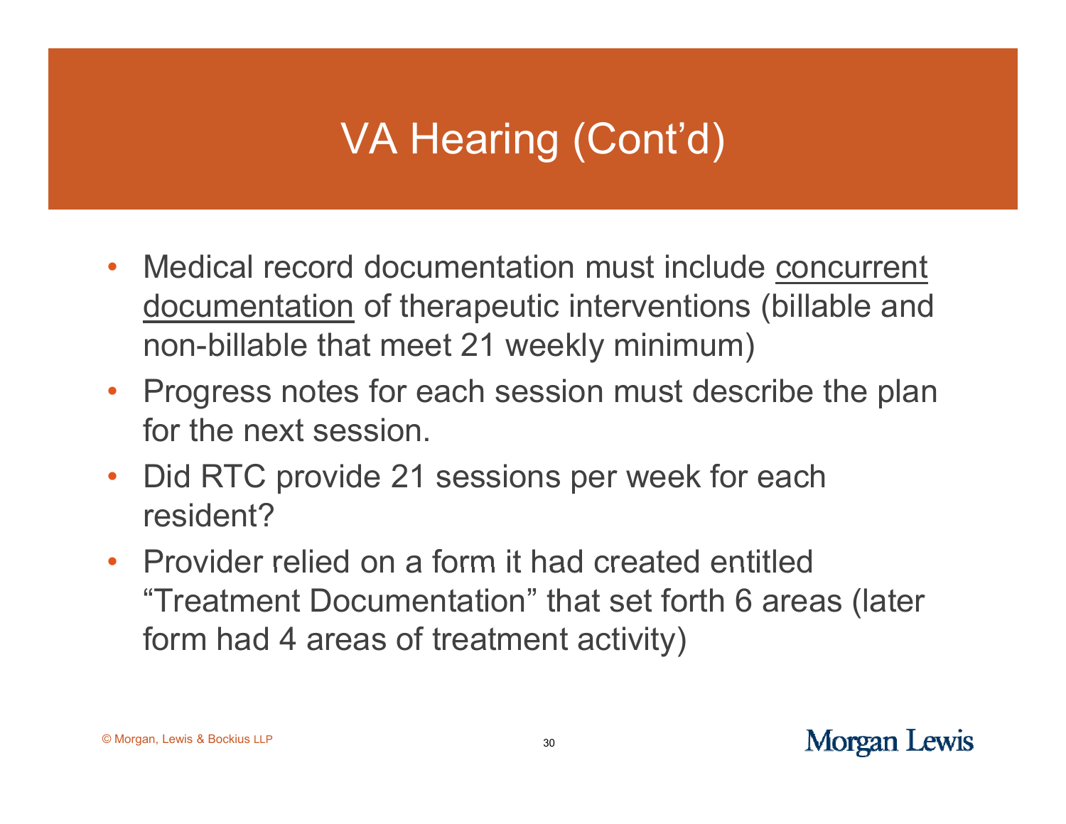# VA Hearing (Cont'd)

- Medical record documentation must include <u>concurrent documentation</u> of therapeutic interventions (billable and non-billable that meet 21 weekly minimum)
- Progress notes for each session must describe the plan for the next session.
- Did RTC provide 21 sessions per week for each resident?
- Provider relied on a form it had created entitled "Treatment Documentation" that set forth 6 areas (later form had 4 areas of treatment activity)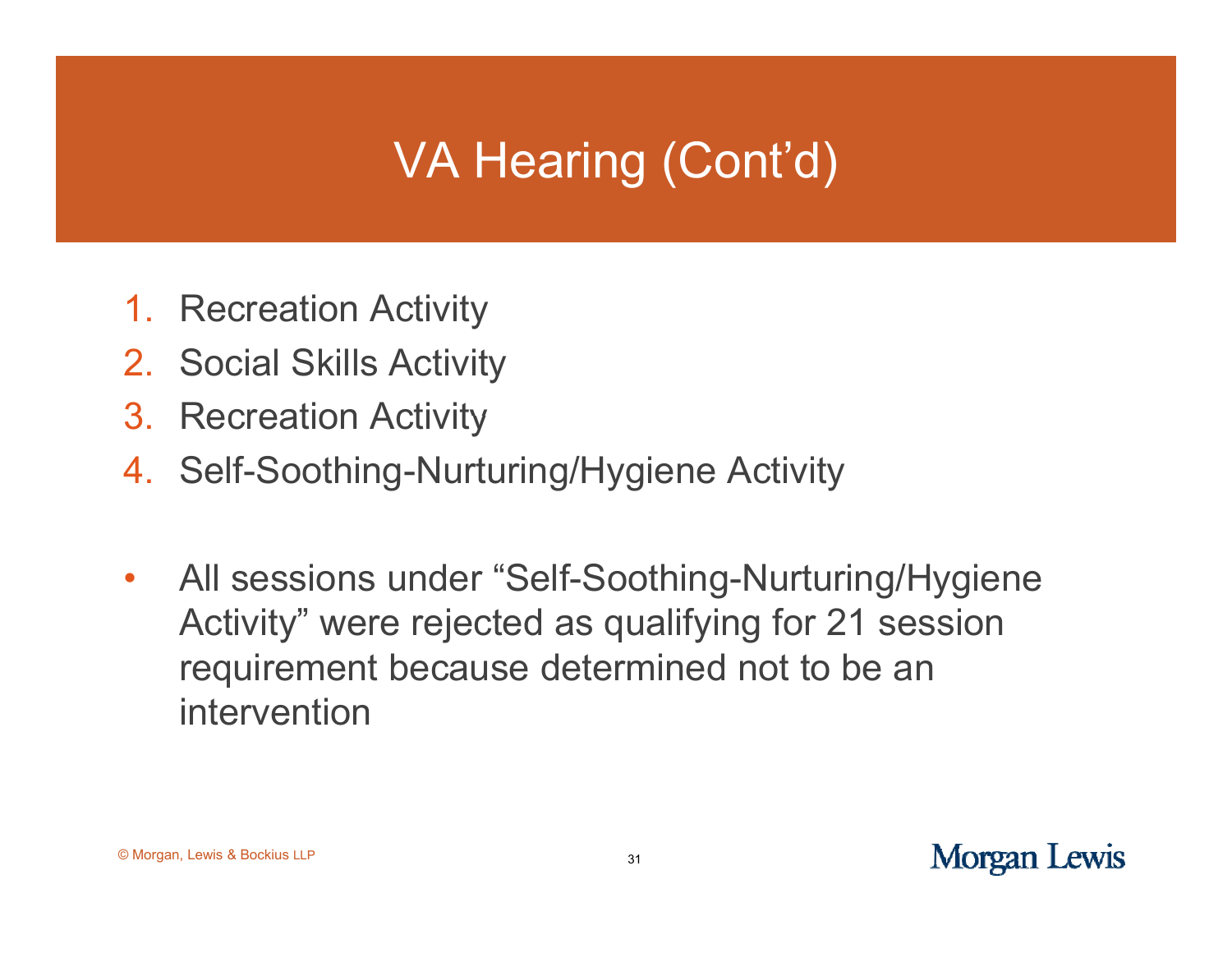# VA Hearing (Cont'd)

1. Recreation Activity
2. Social Skills Activity
3. Recreation Activity
4. Self-Soothing-Nurturing/Hygiene Activity

- All sessions under "Self-Soothing-Nurturing/Hygiene Activity" were rejected as qualifying for 21 session requirement because determined not to be an intervention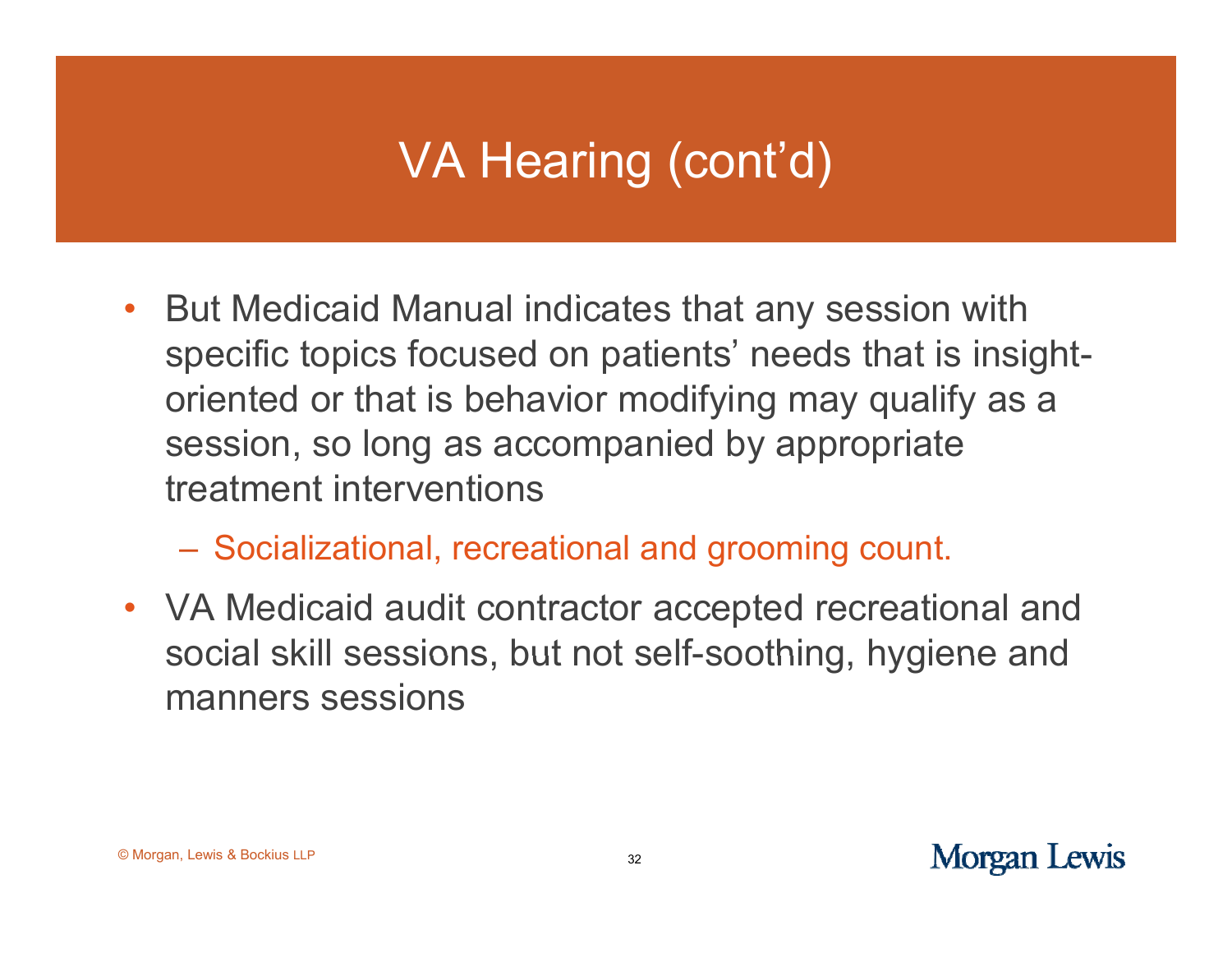# VA Hearing (cont'd)

- But Medicaid Manual indicates that any session with specific topics focused on patients' needs that is insight-oriented or that is behavior modifying may qualify as a session, so long as accompanied by appropriate treatment interventions
  - Socializational, recreational and grooming count.
- VA Medicaid audit contractor accepted recreational and social skill sessions, but not self-soothing, hygiene and manners sessions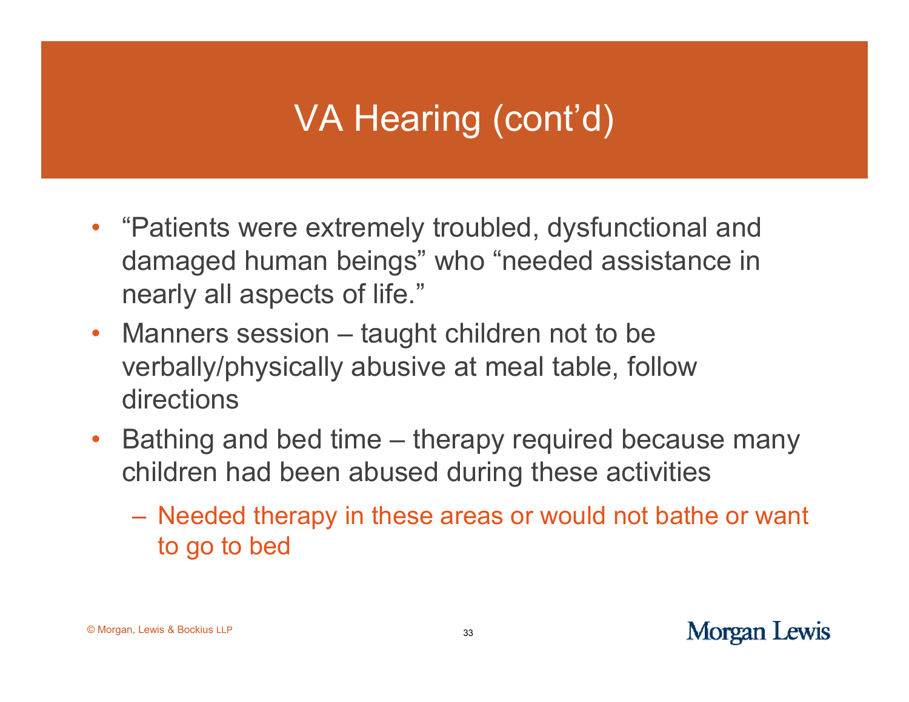# VA Hearing (cont'd)

- "Patients were extremely troubled, dysfunctional and damaged human beings" who "needed assistance in nearly all aspects of life."
- Manners session – taught children not to be verbally/physically abusive at meal table, follow directions
- Bathing and bed time – therapy required because many children had been abused during these activities
  - Needed therapy in these areas or would not bathe or want to go to bed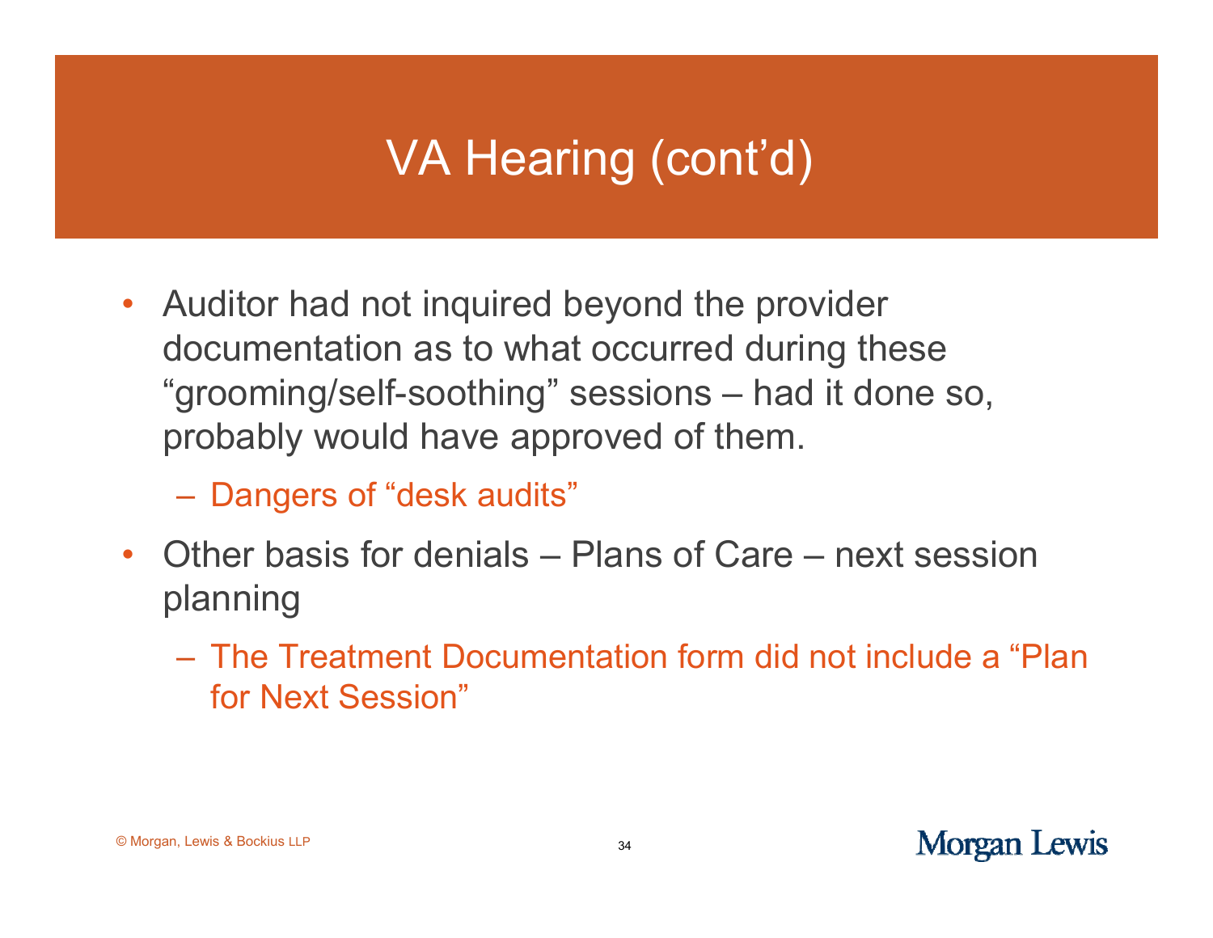# VA Hearing (cont'd)

- Auditor had not inquired beyond the provider documentation as to what occurred during these "grooming/self-soothing" sessions – had it done so, probably would have approved of them.
  - Dangers of "desk audits"
- Other basis for denials – Plans of Care – next session planning
  - The Treatment Documentation form did not include a "Plan for Next Session"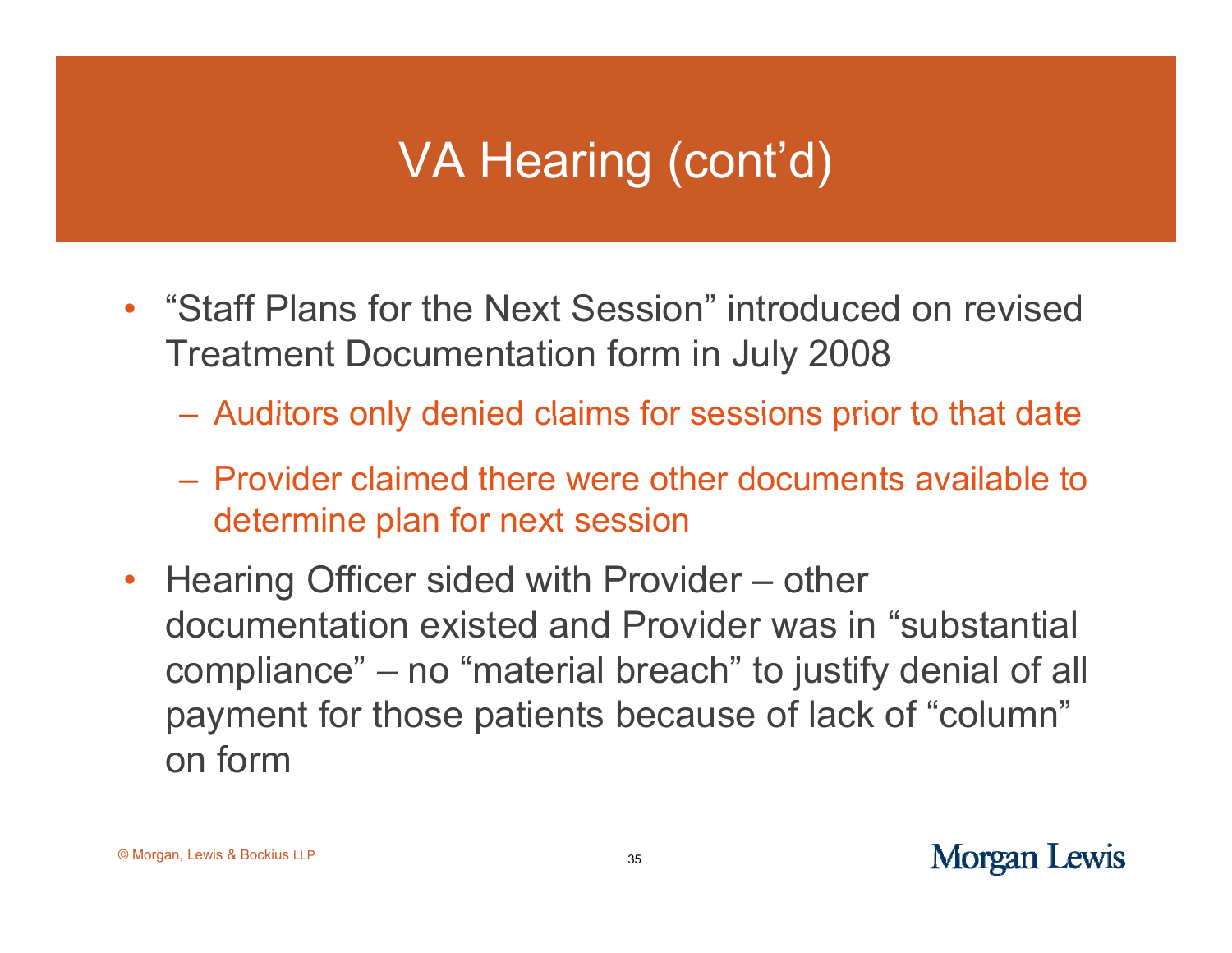# VA Hearing (cont'd)

- "Staff Plans for the Next Session" introduced on revised Treatment Documentation form in July 2008
  - Auditors only denied claims for sessions prior to that date
  - Provider claimed there were other documents available to determine plan for next session
- Hearing Officer sided with Provider – other documentation existed and Provider was in "substantial compliance" – no "material breach" to justify denial of all payment for those patients because of lack of "column" on form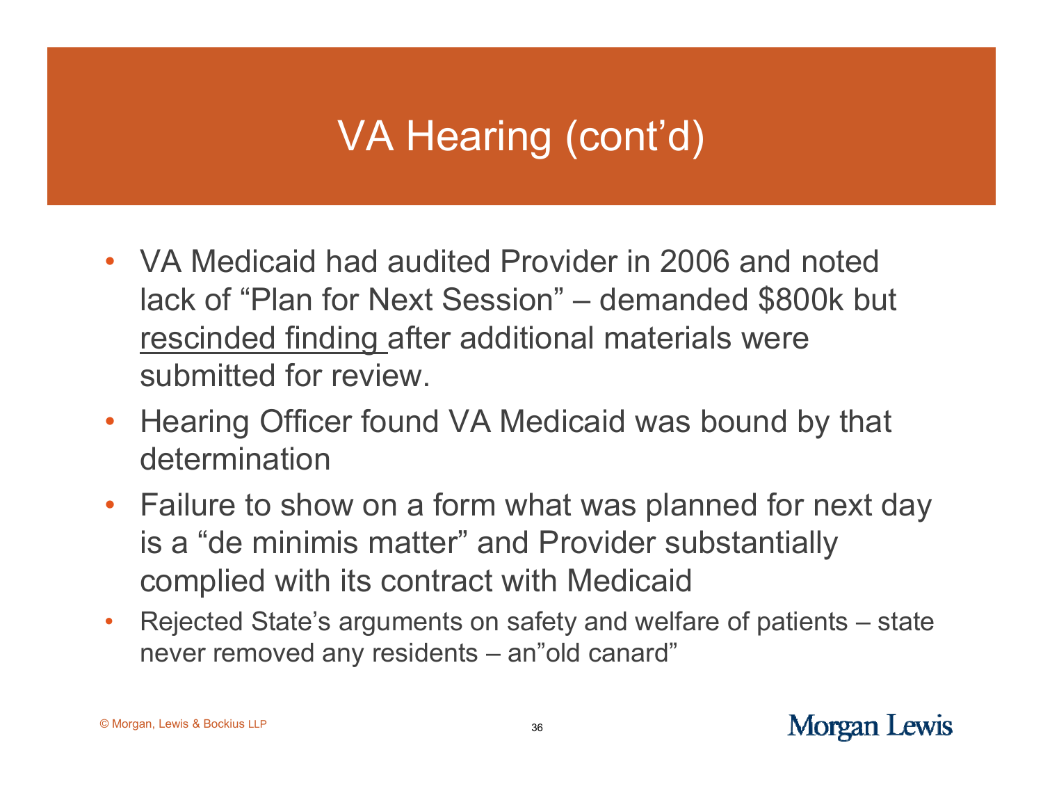# VA Hearing (cont'd)

- VA Medicaid had audited Provider in 2006 and noted lack of "Plan for Next Session" – demanded $800k but <u>rescinded finding</u> after additional materials were submitted for review.
- Hearing Officer found VA Medicaid was bound by that determination
- Failure to show on a form what was planned for next day is a "de minimis matter" and Provider substantially complied with its contract with Medicaid
- Rejected State's arguments on safety and welfare of patients – state never removed any residents – an"old canard"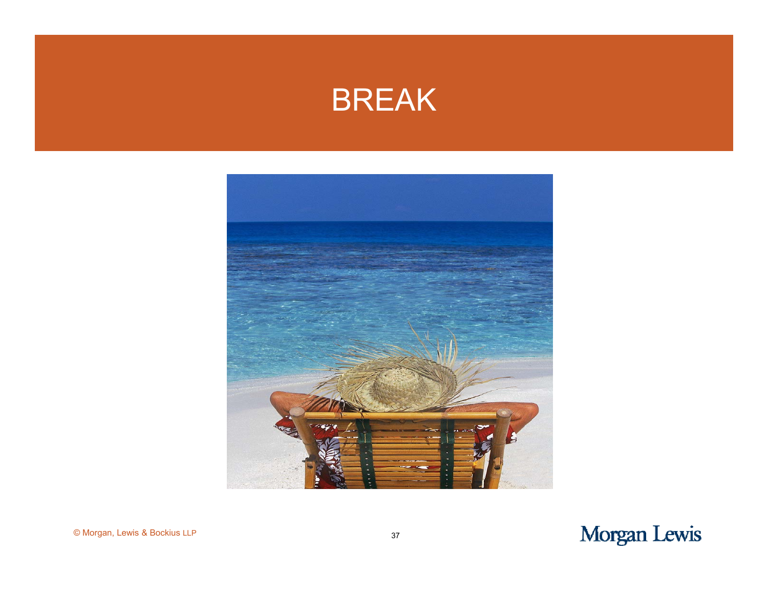# BREAK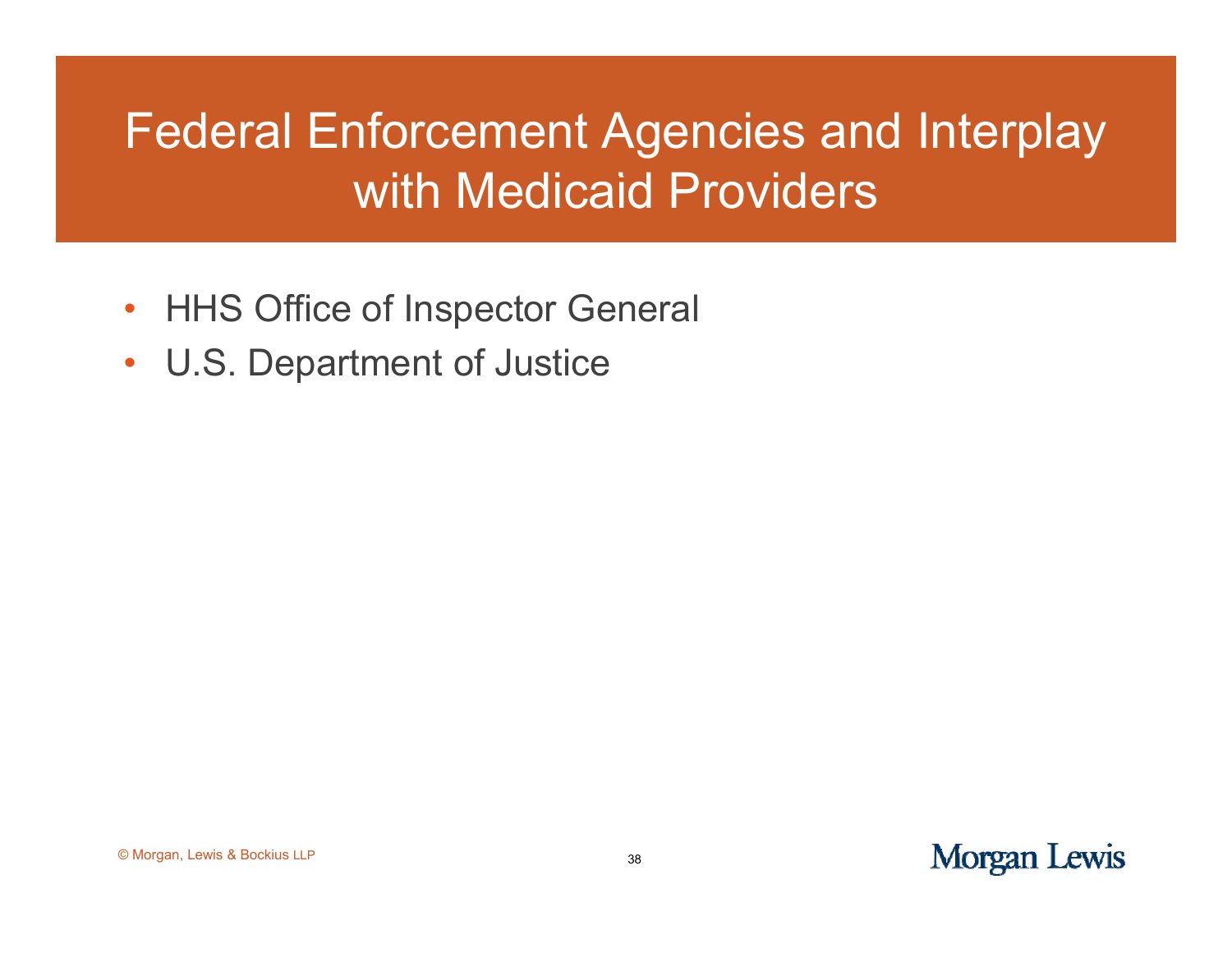# Federal Enforcement Agencies and Interplay with Medicaid Providers

- HHS Office of Inspector General
- U.S. Department of Justice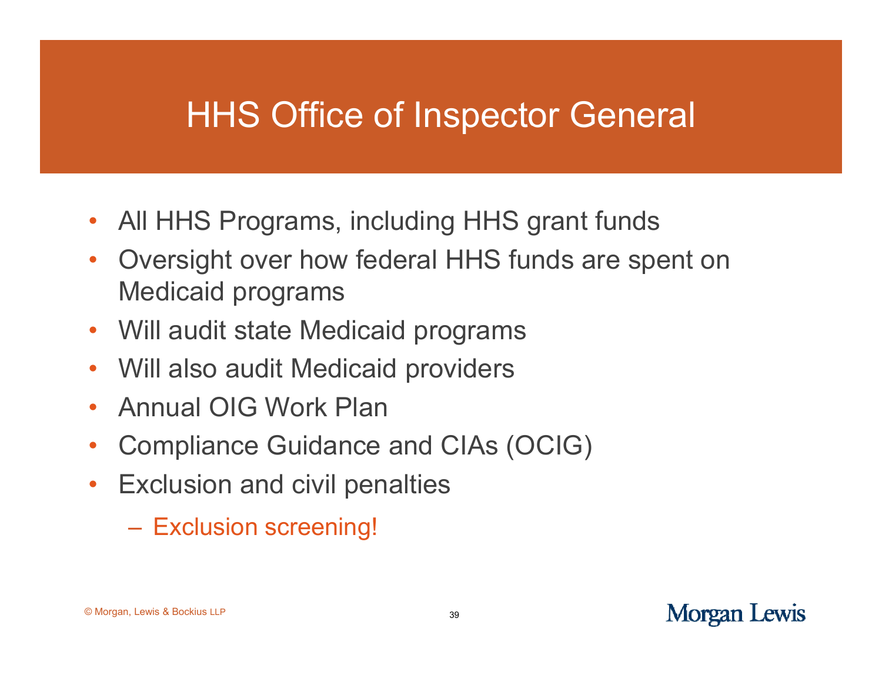# HHS Office of Inspector General

- All HHS Programs, including HHS grant funds
- Oversight over how federal HHS funds are spent on Medicaid programs
- Will audit state Medicaid programs
- Will also audit Medicaid providers
- Annual OIG Work Plan
- Compliance Guidance and CIAs (OCIG)
- Exclusion and civil penalties
  - Exclusion screening!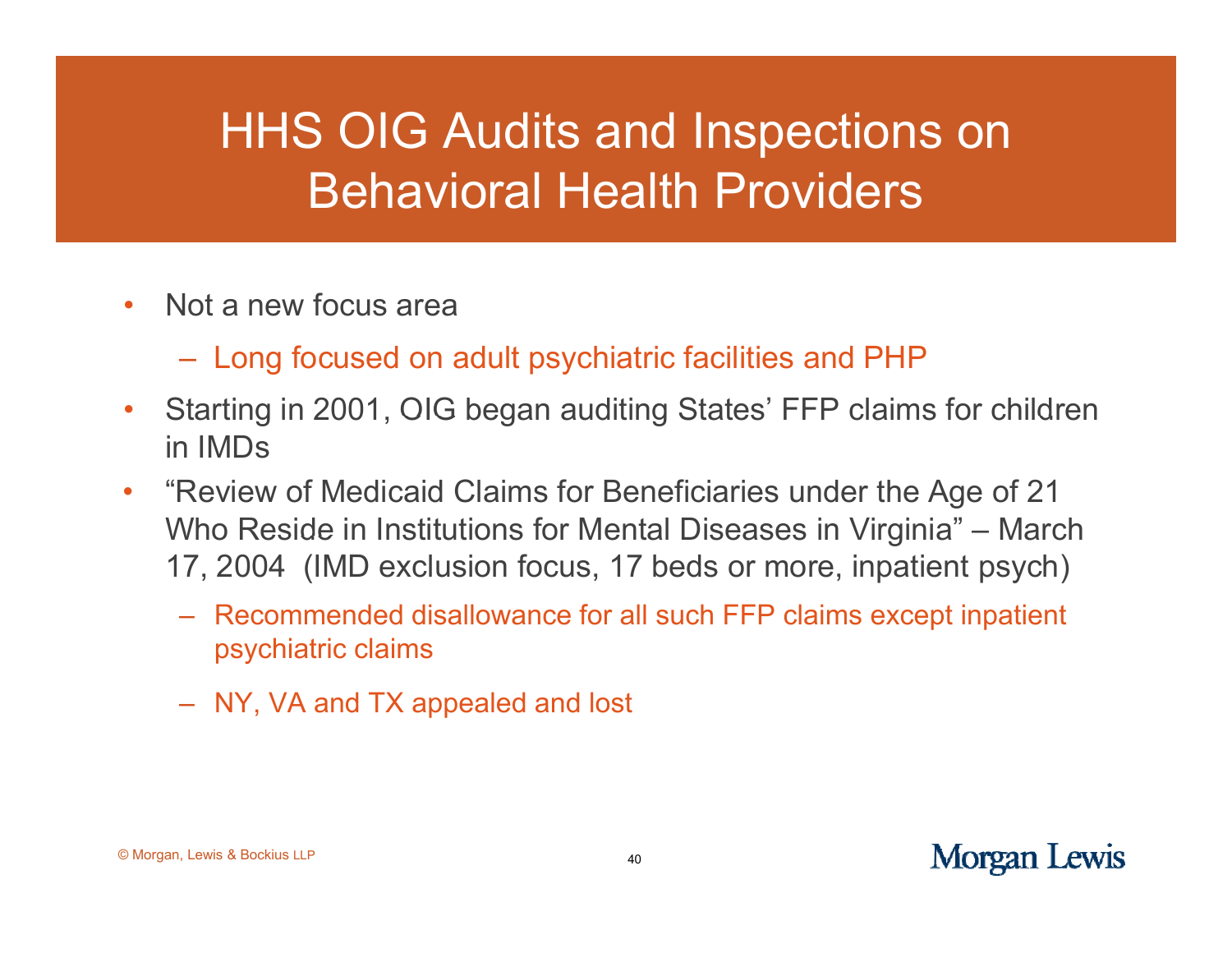# HHS OIG Audits and Inspections on Behavioral Health Providers

- Not a new focus area
  - Long focused on adult psychiatric facilities and PHP
- Starting in 2001, OIG began auditing States' FFP claims for children in IMDs
- "Review of Medicaid Claims for Beneficiaries under the Age of 21 Who Reside in Institutions for Mental Diseases in Virginia" – March 17, 2004 (IMD exclusion focus, 17 beds or more, inpatient psych)
  - Recommended disallowance for all such FFP claims except inpatient psychiatric claims
  - NY, VA and TX appealed and lost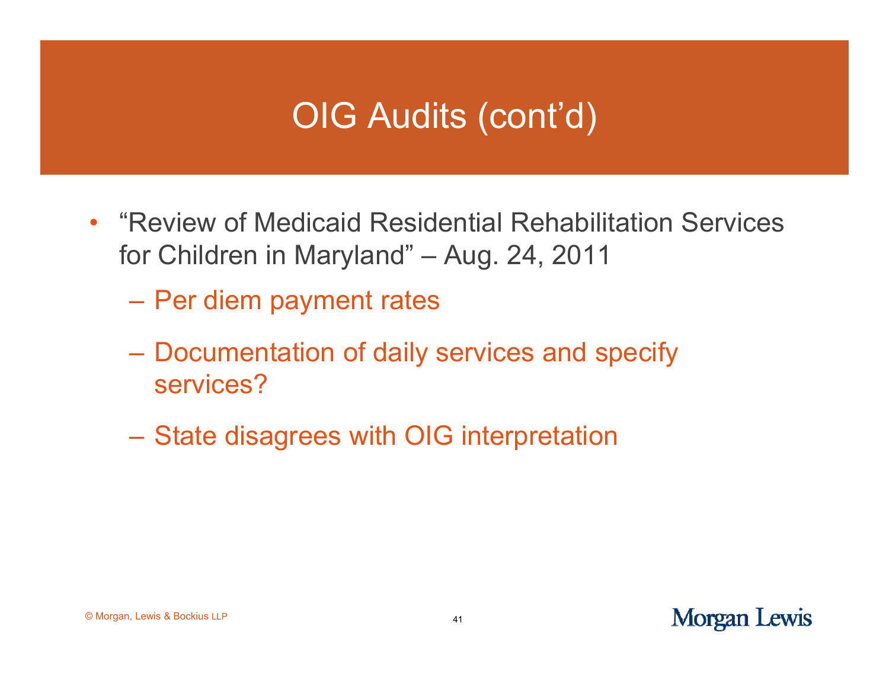# OIG Audits (cont'd)

- "Review of Medicaid Residential Rehabilitation Services for Children in Maryland" – Aug. 24, 2011
  - Per diem payment rates
  - Documentation of daily services and specify services?
  - State disagrees with OIG interpretation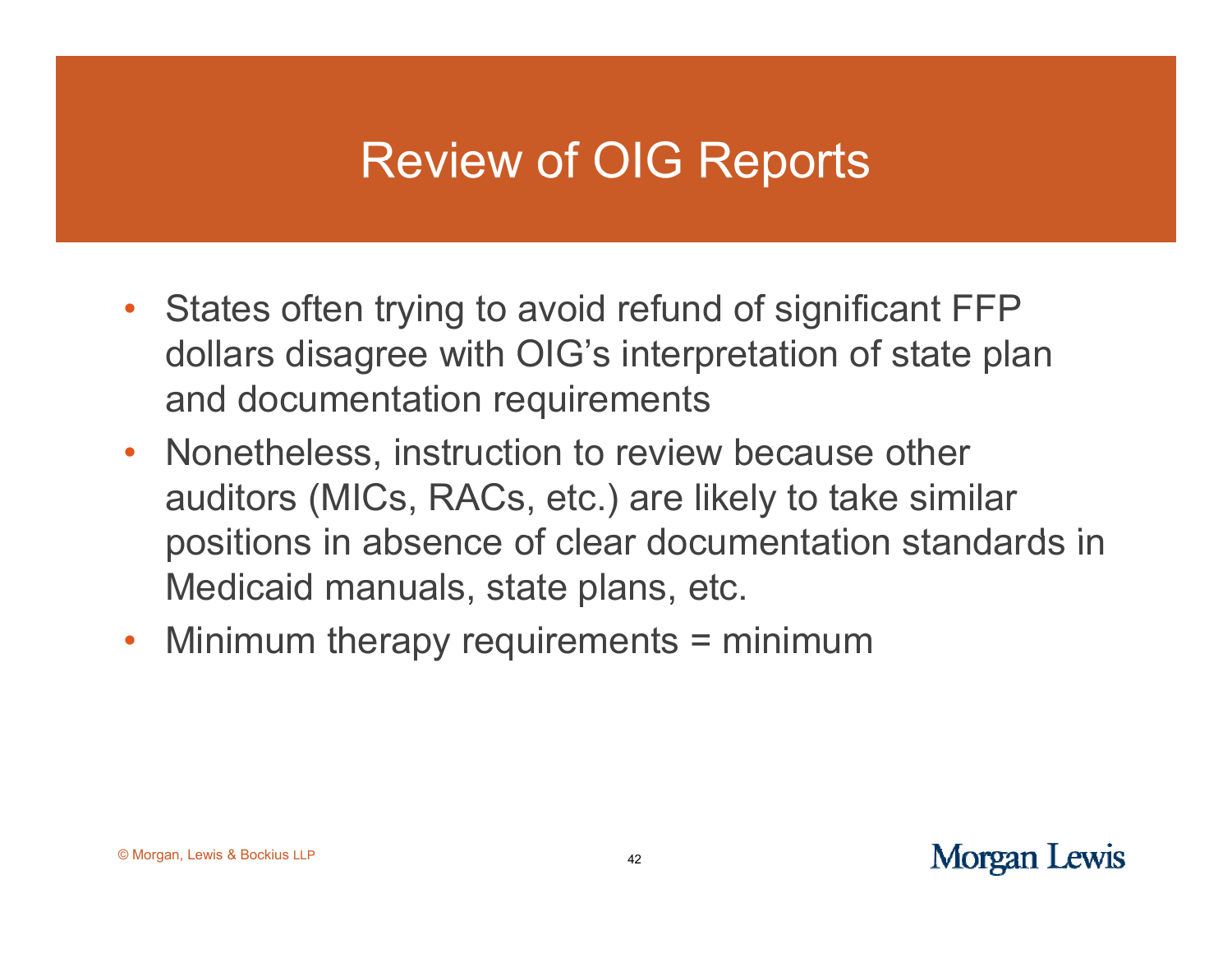# Review of OIG Reports

- States often trying to avoid refund of significant FFP dollars disagree with OIG's interpretation of state plan and documentation requirements
- Nonetheless, instruction to review because other auditors (MICs, RACs, etc.) are likely to take similar positions in absence of clear documentation standards in Medicaid manuals, state plans, etc.
- Minimum therapy requirements = minimum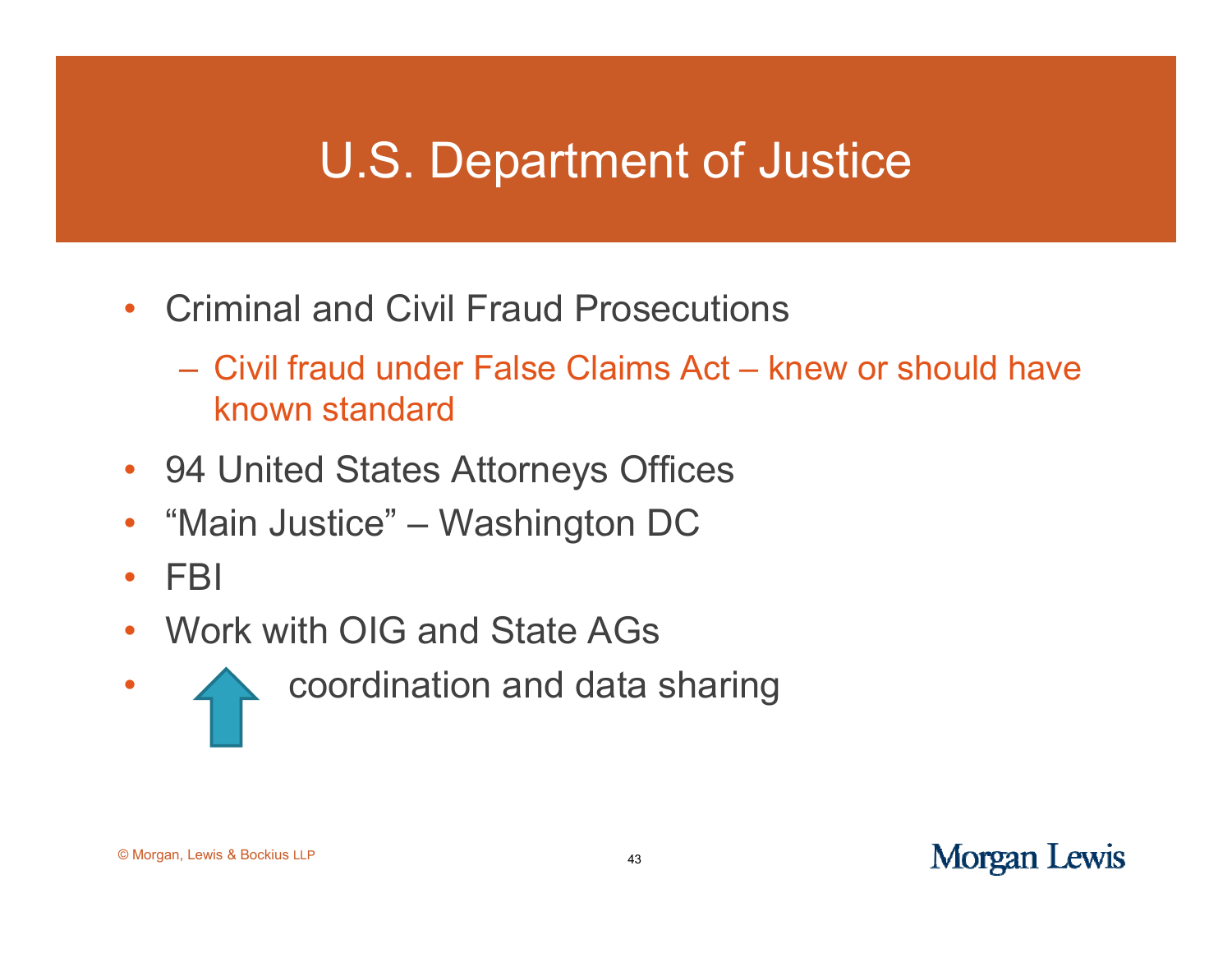# U.S. Department of Justice

- Criminal and Civil Fraud Prosecutions
  - Civil fraud under False Claims Act – knew or should have known standard
- 94 United States Attorneys Offices
- "Main Justice" – Washington DC
- FBI
- Work with OIG and State AGs
- ↑ coordination and data sharing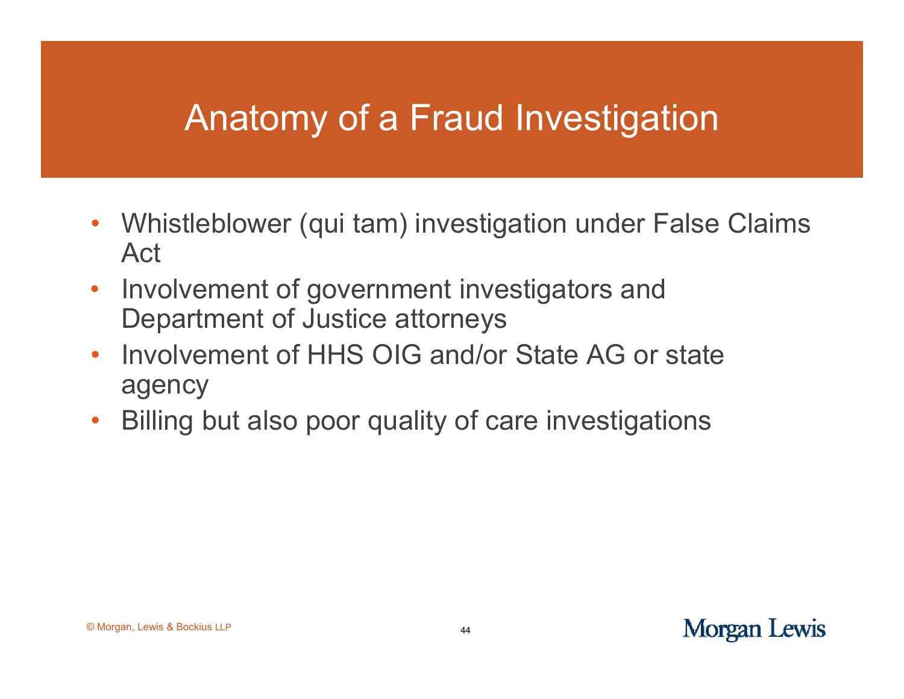# Anatomy of a Fraud Investigation

- Whistleblower (qui tam) investigation under False Claims Act
- Involvement of government investigators and Department of Justice attorneys
- Involvement of HHS OIG and/or State AG or state agency
- Billing but also poor quality of care investigations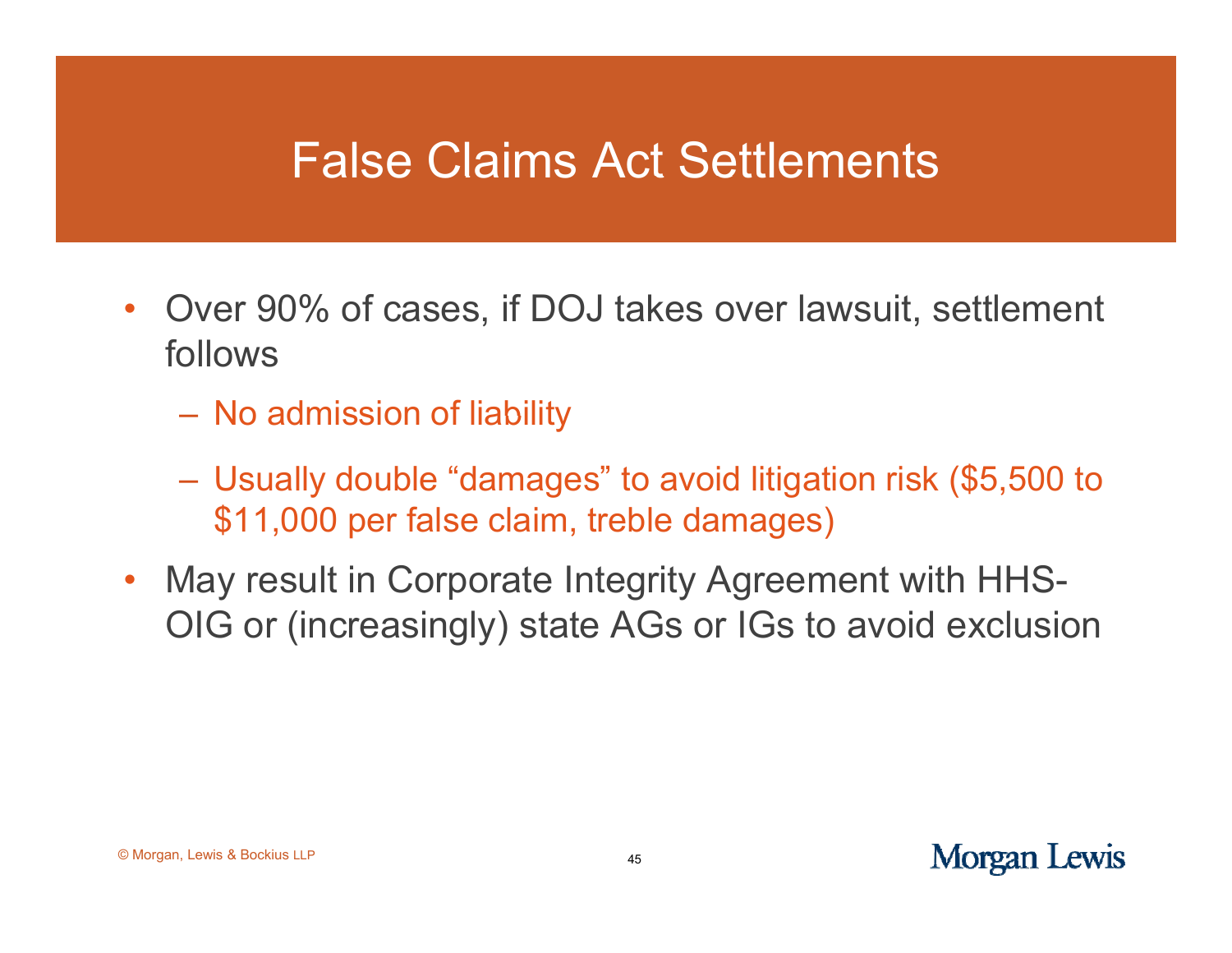# False Claims Act Settlements

- Over 90% of cases, if DOJ takes over lawsuit, settlement follows
  - No admission of liability
  - Usually double "damages" to avoid litigation risk ($5,500 to $11,000 per false claim, treble damages)
- May result in Corporate Integrity Agreement with HHS-OIG or (increasingly) state AGs or IGs to avoid exclusion

© Morgan, Lewis & Bockius LLP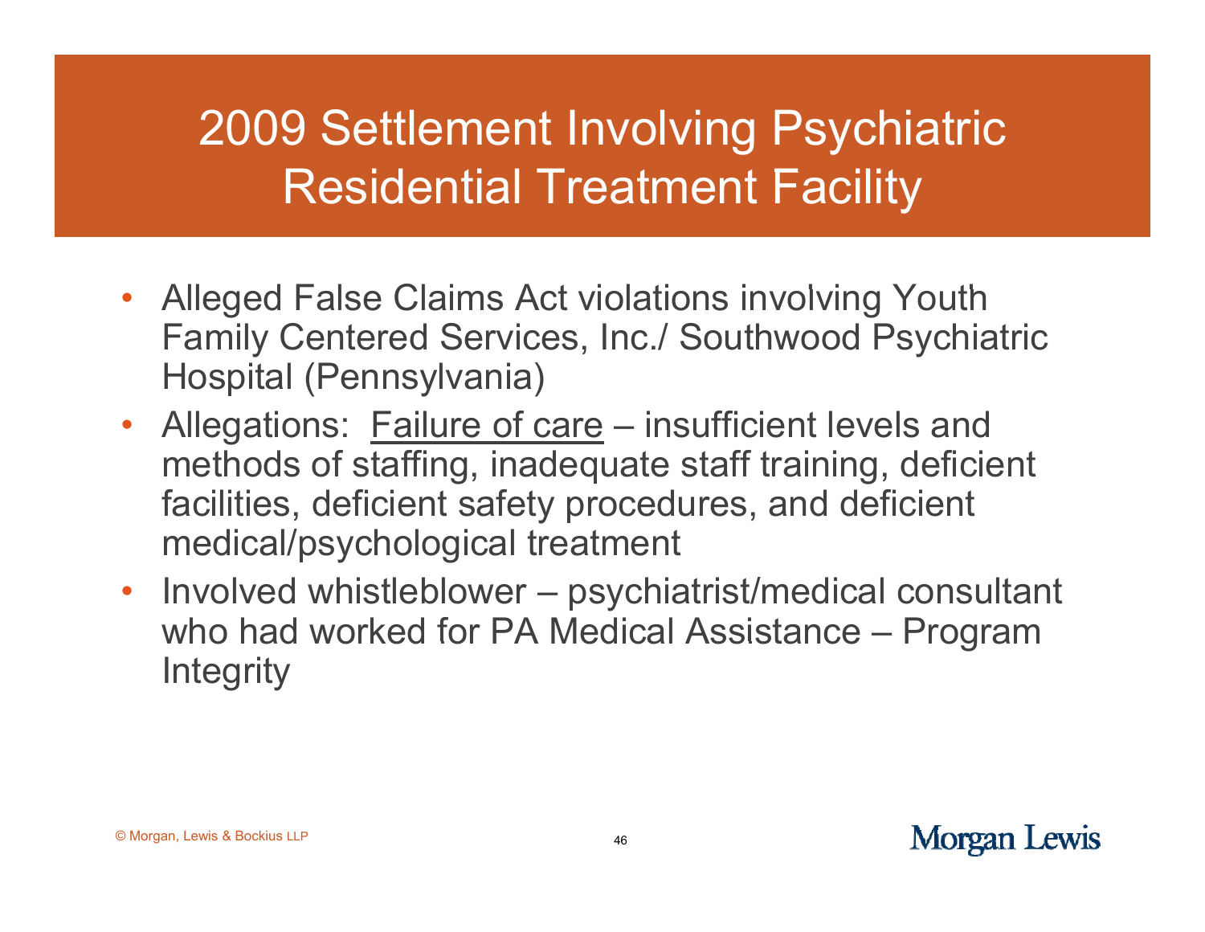# 2009 Settlement Involving Psychiatric Residential Treatment Facility

- Alleged False Claims Act violations involving Youth Family Centered Services, Inc./ Southwood Psychiatric Hospital (Pennsylvania)
- Allegations: <u>Failure of care</u> – insufficient levels and methods of staffing, inadequate staff training, deficient facilities, deficient safety procedures, and deficient medical/psychological treatment
- Involved whistleblower – psychiatrist/medical consultant who had worked for PA Medical Assistance – Program Integrity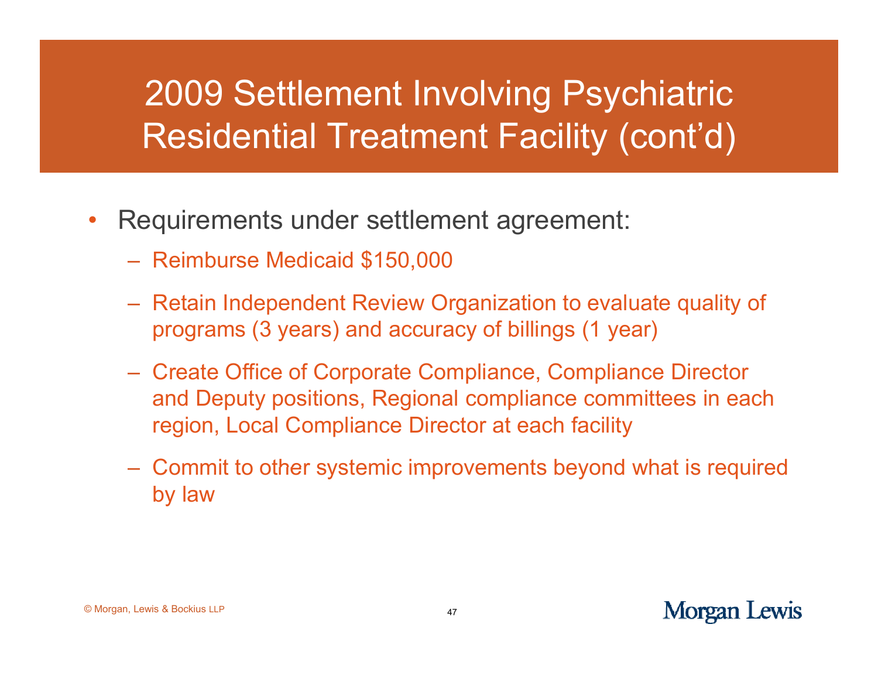# 2009 Settlement Involving Psychiatric Residential Treatment Facility (cont'd)

- Requirements under settlement agreement:
  - Reimburse Medicaid $150,000
  - Retain Independent Review Organization to evaluate quality of programs (3 years) and accuracy of billings (1 year)
  - Create Office of Corporate Compliance, Compliance Director and Deputy positions, Regional compliance committees in each region, Local Compliance Director at each facility
  - Commit to other systemic improvements beyond what is required by law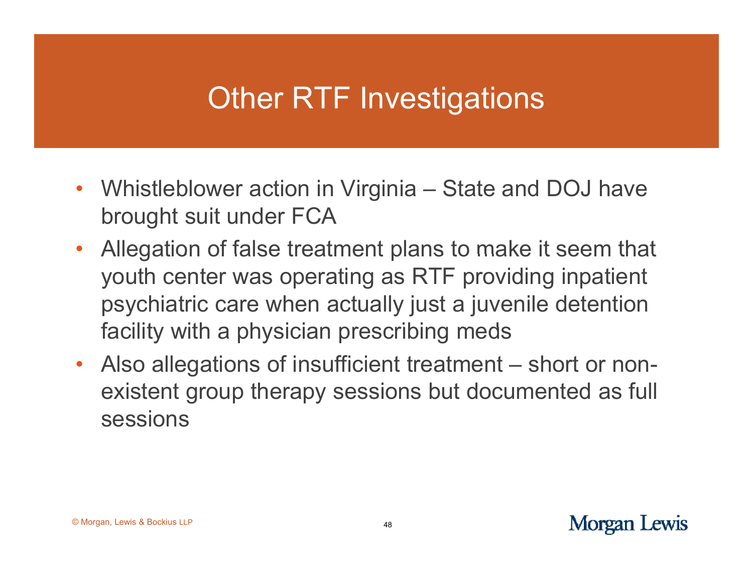# Other RTF Investigations

- Whistleblower action in Virginia – State and DOJ have brought suit under FCA
- Allegation of false treatment plans to make it seem that youth center was operating as RTF providing inpatient psychiatric care when actually just a juvenile detention facility with a physician prescribing meds
- Also allegations of insufficient treatment – short or non-existent group therapy sessions but documented as full sessions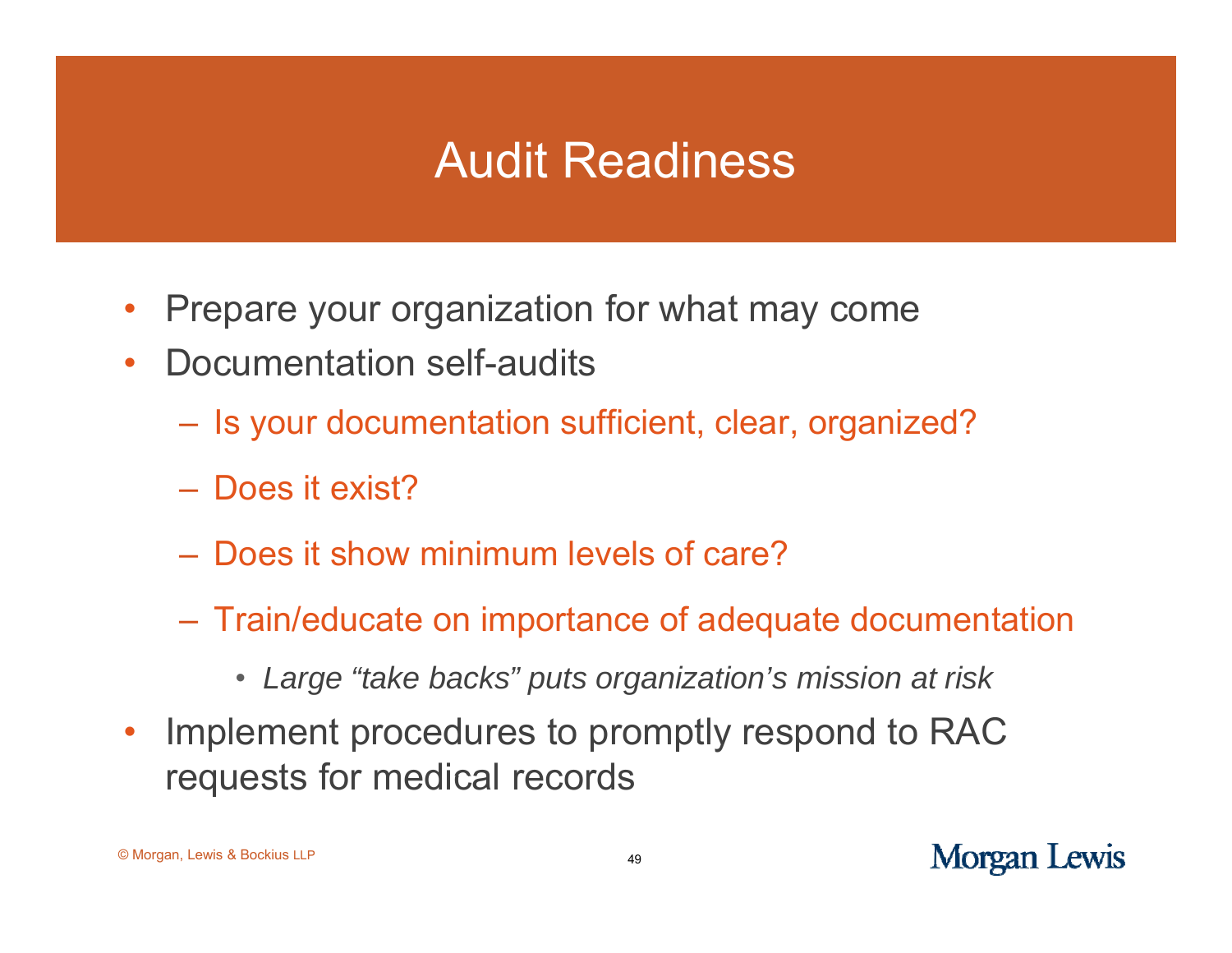# Audit Readiness

- Prepare your organization for what may come
- Documentation self-audits
  - Is your documentation sufficient, clear, organized?
  - Does it exist?
  - Does it show minimum levels of care?
  - Train/educate on importance of adequate documentation
    - *Large "take backs" puts organization's mission at risk*
- Implement procedures to promptly respond to RAC requests for medical records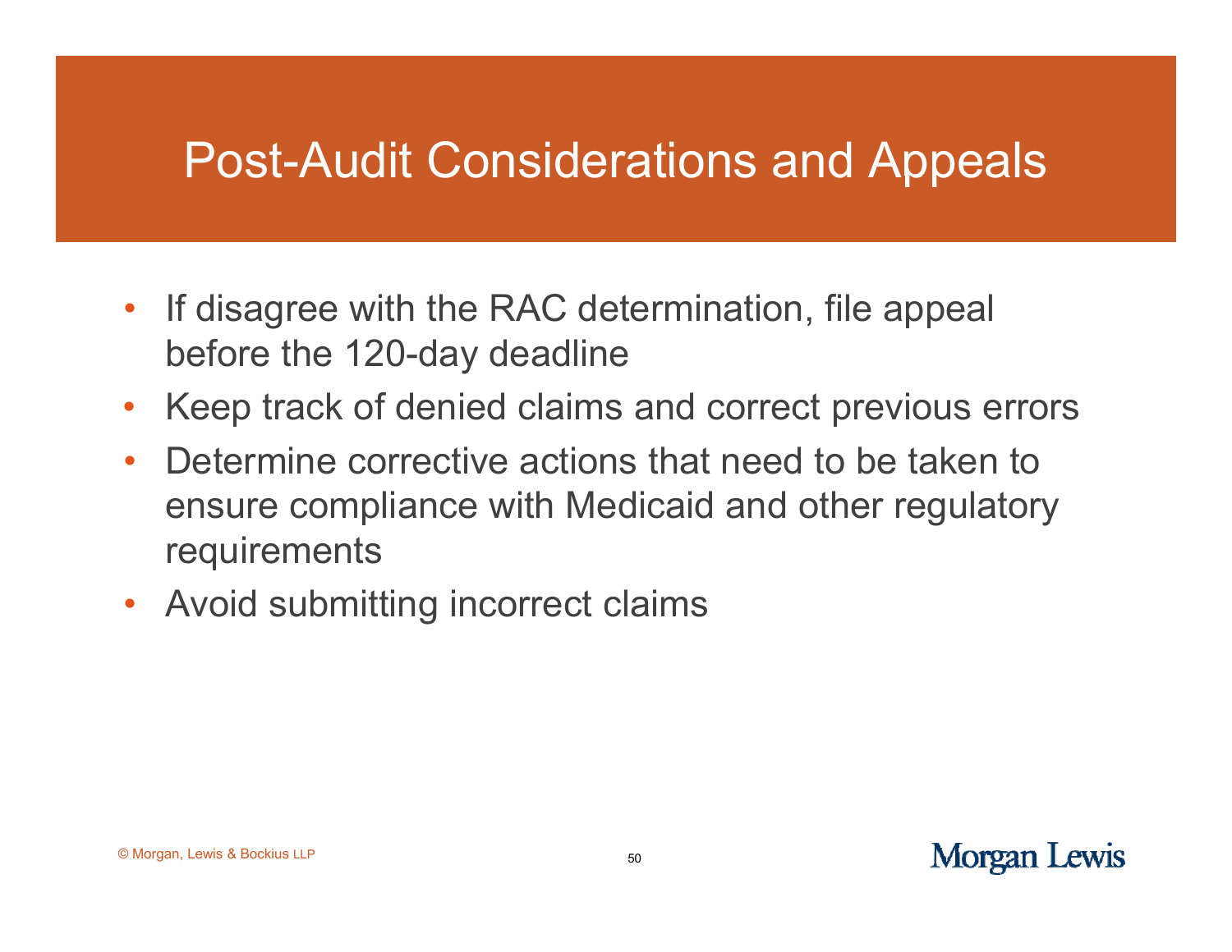# Post-Audit Considerations and Appeals

- If disagree with the RAC determination, file appeal before the 120-day deadline
- Keep track of denied claims and correct previous errors
- Determine corrective actions that need to be taken to ensure compliance with Medicaid and other regulatory requirements
- Avoid submitting incorrect claims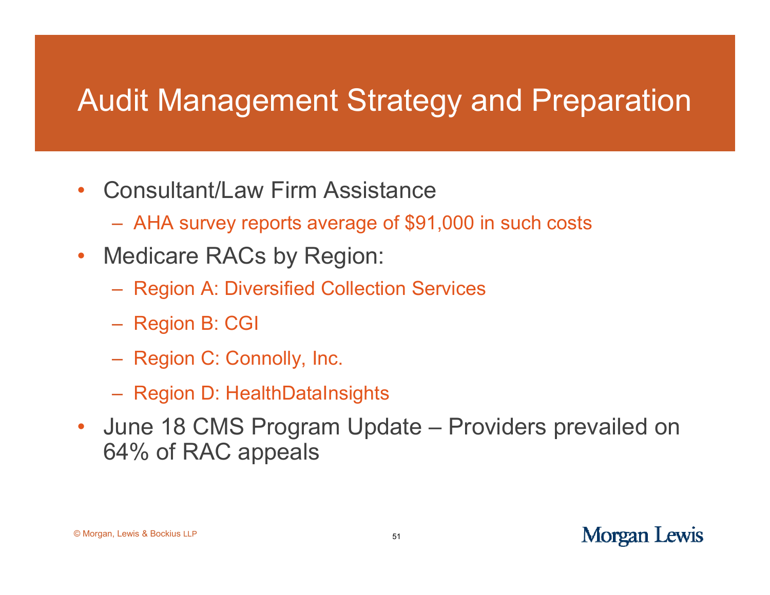# Audit Management Strategy and Preparation

- Consultant/Law Firm Assistance
  - AHA survey reports average of $91,000 in such costs
- Medicare RACs by Region:
  - Region A: Diversified Collection Services
  - Region B: CGI
  - Region C: Connolly, Inc.
  - Region D: HealthDataInsights
- June 18 CMS Program Update – Providers prevailed on 64% of RAC appeals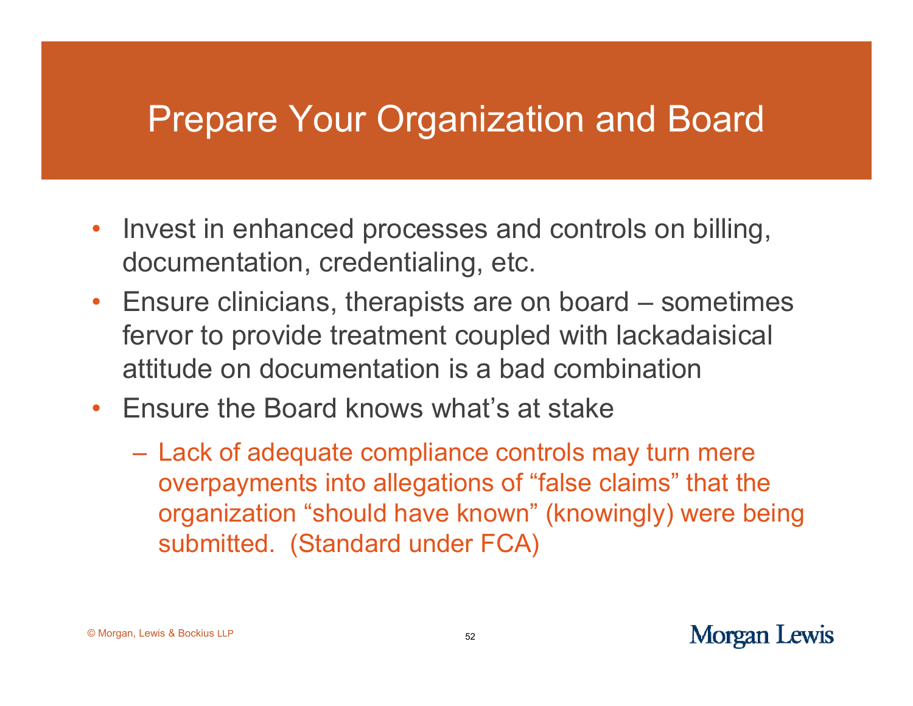# Prepare Your Organization and Board

- Invest in enhanced processes and controls on billing, documentation, credentialing, etc.
- Ensure clinicians, therapists are on board – sometimes fervor to provide treatment coupled with lackadaisical attitude on documentation is a bad combination
- Ensure the Board knows what's at stake
  - Lack of adequate compliance controls may turn mere overpayments into allegations of "false claims" that the organization "should have known" (knowingly) were being submitted. (Standard under FCA)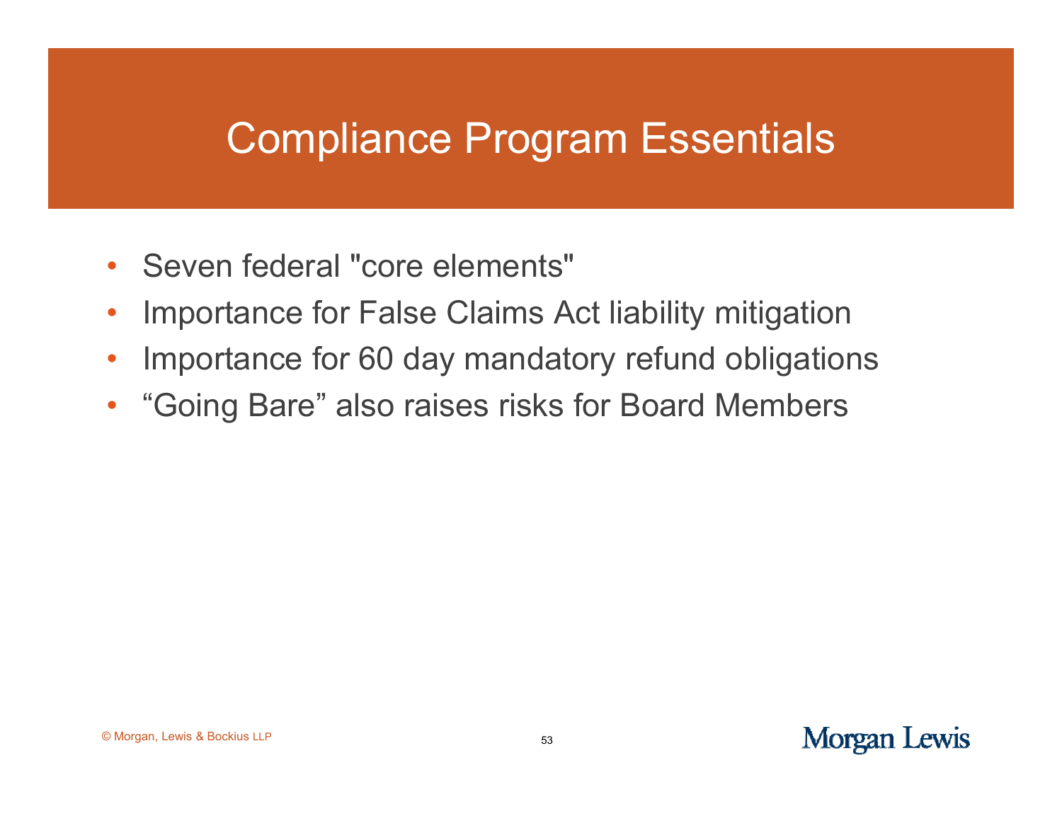# Compliance Program Essentials

- Seven federal "core elements"
- Importance for False Claims Act liability mitigation
- Importance for 60 day mandatory refund obligations
- “Going Bare” also raises risks for Board Members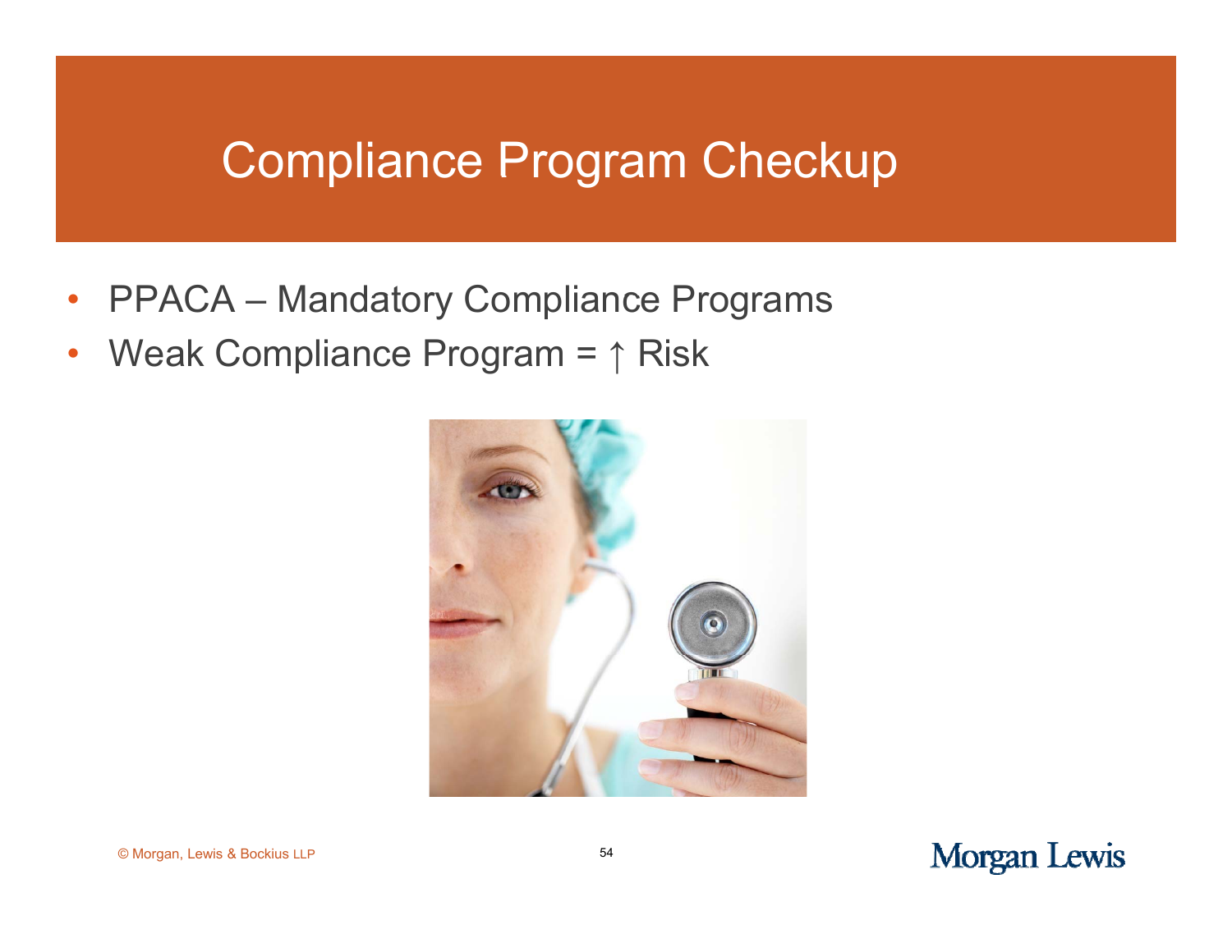# Compliance Program Checkup

- PPACA – Mandatory Compliance Programs
- Weak Compliance Program = ↑ Risk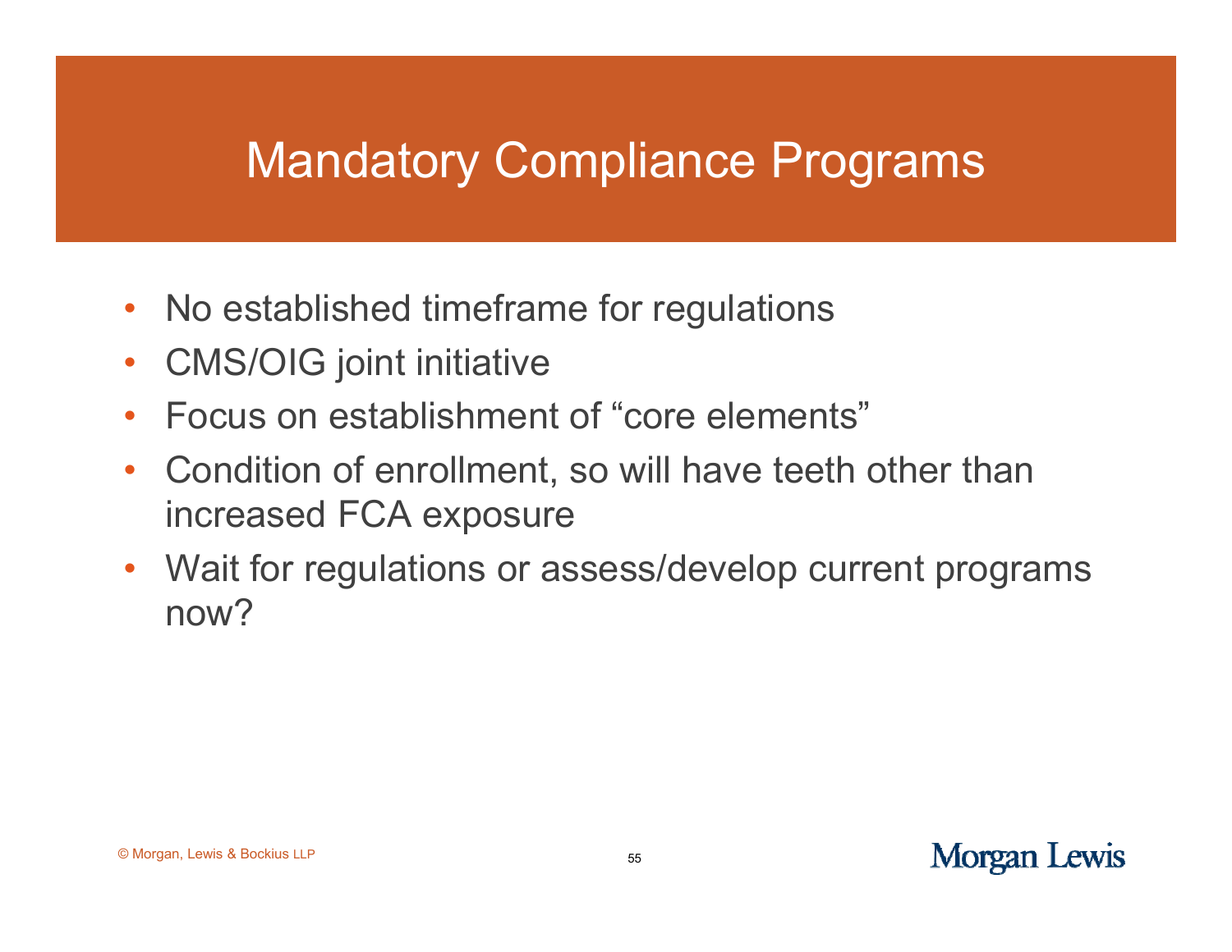# Mandatory Compliance Programs

- No established timeframe for regulations
- CMS/OIG joint initiative
- Focus on establishment of “core elements”
- Condition of enrollment, so will have teeth other than increased FCA exposure
- Wait for regulations or assess/develop current programs now?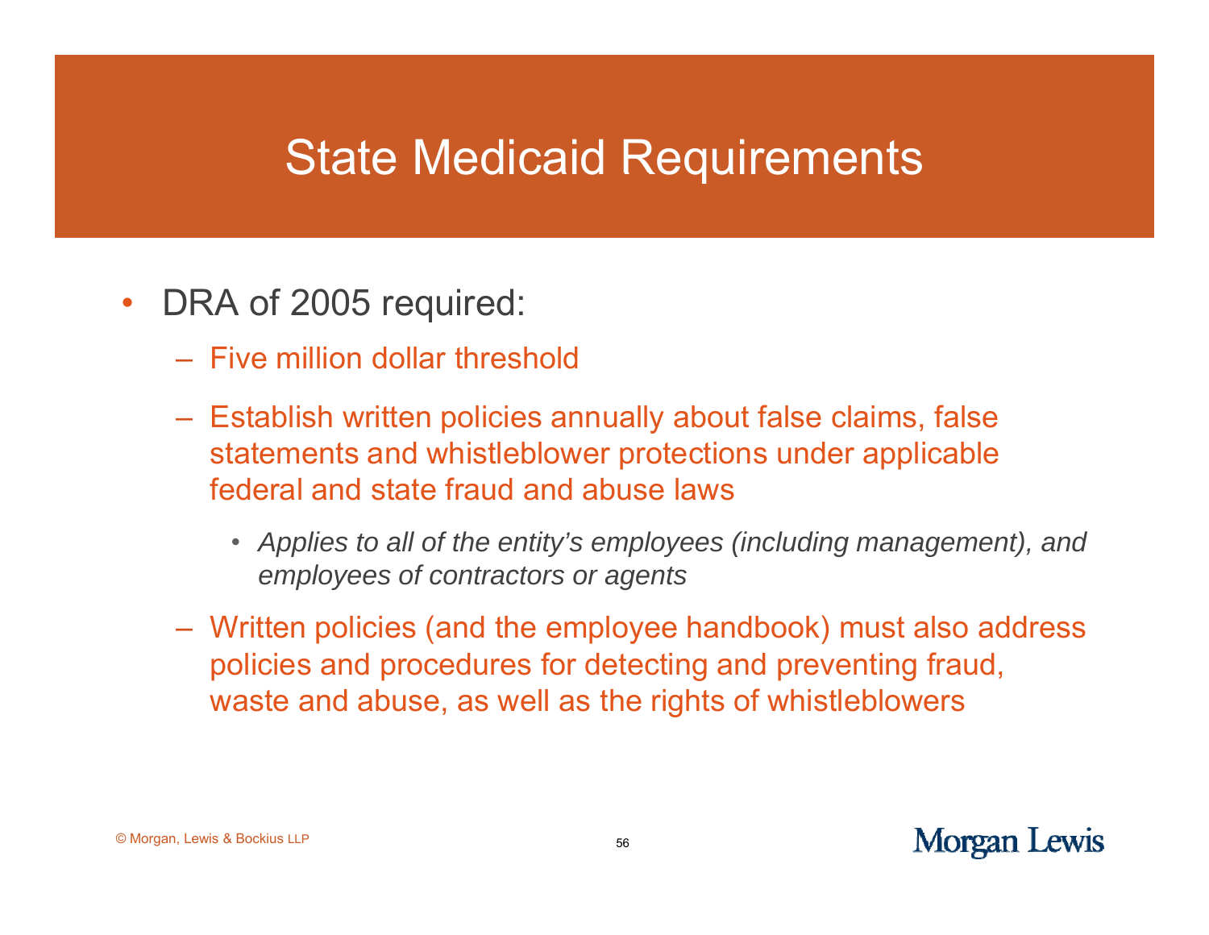# State Medicaid Requirements

- DRA of 2005 required:
  - Five million dollar threshold
  - Establish written policies annually about false claims, false statements and whistleblower protections under applicable federal and state fraud and abuse laws
    - *Applies to all of the entity's employees (including management), and employees of contractors or agents*
  - Written policies (and the employee handbook) must also address policies and procedures for detecting and preventing fraud, waste and abuse, as well as the rights of whistleblowers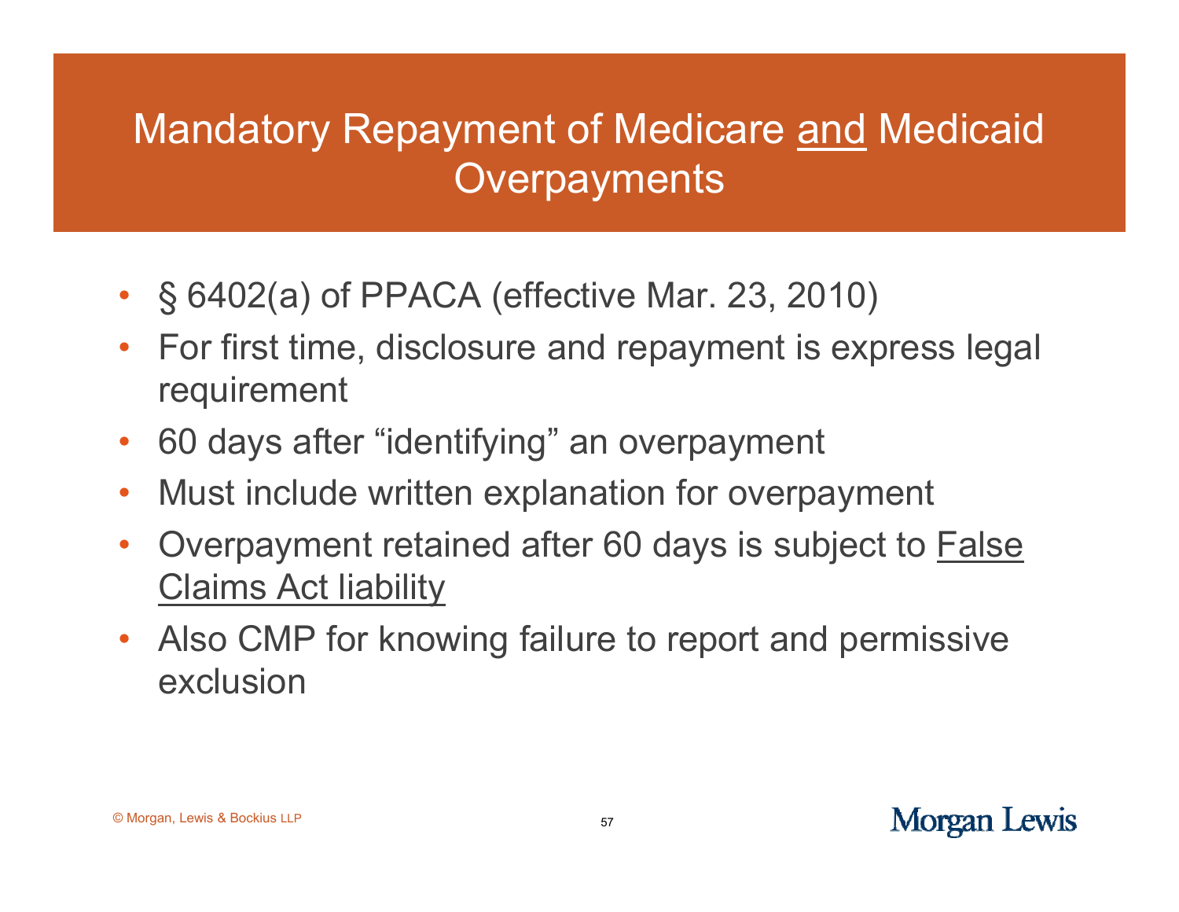# Mandatory Repayment of Medicare <u>and</u> Medicaid Overpayments

- § 6402(a) of PPACA (effective Mar. 23, 2010)
- For first time, disclosure and repayment is express legal requirement
- 60 days after "identifying" an overpayment
- Must include written explanation for overpayment
- Overpayment retained after 60 days is subject to <u>False Claims Act liability</u>
- Also CMP for knowing failure to report and permissive exclusion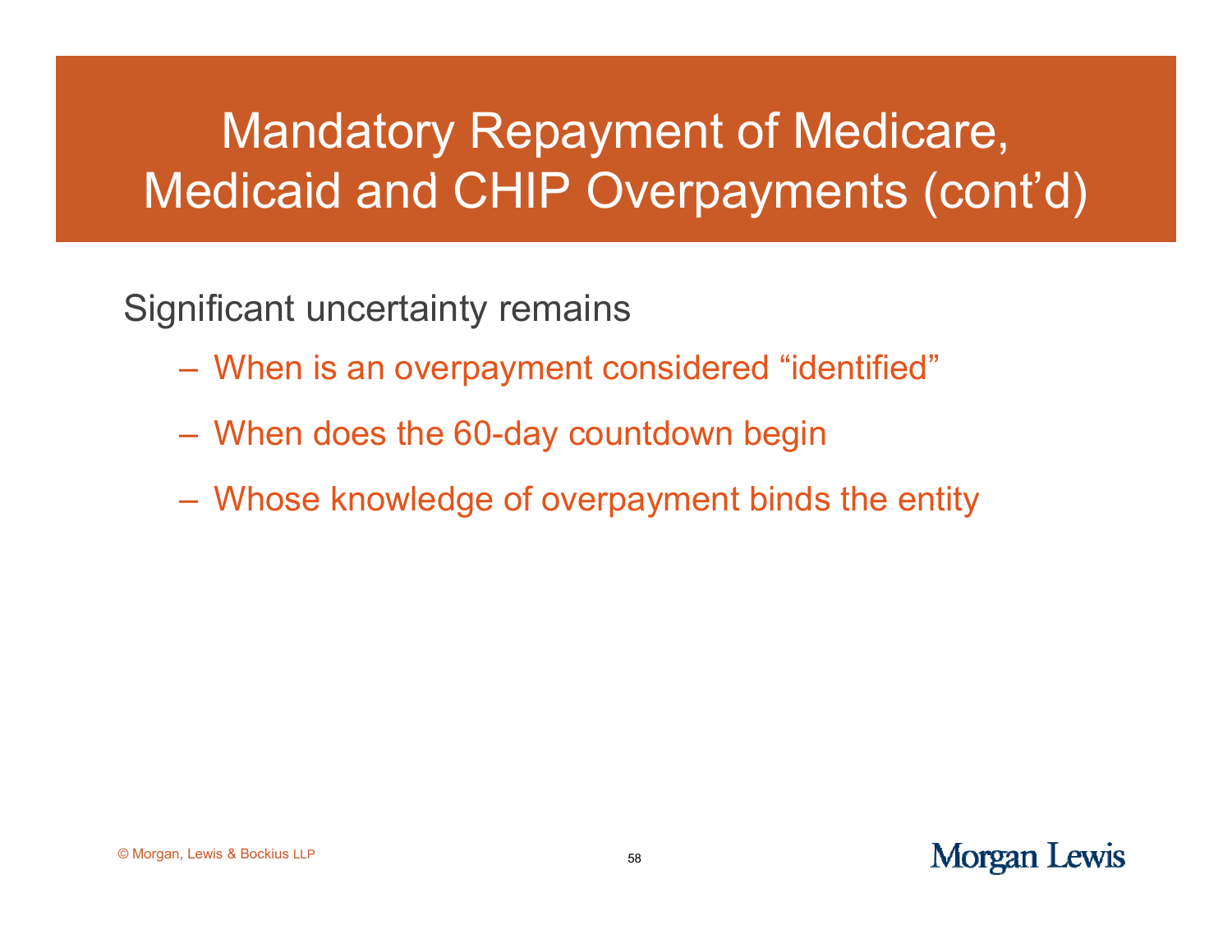# Mandatory Repayment of Medicare, Medicaid and CHIP Overpayments (cont'd)

Significant uncertainty remains

- When is an overpayment considered "identified"
- When does the 60-day countdown begin
- Whose knowledge of overpayment binds the entity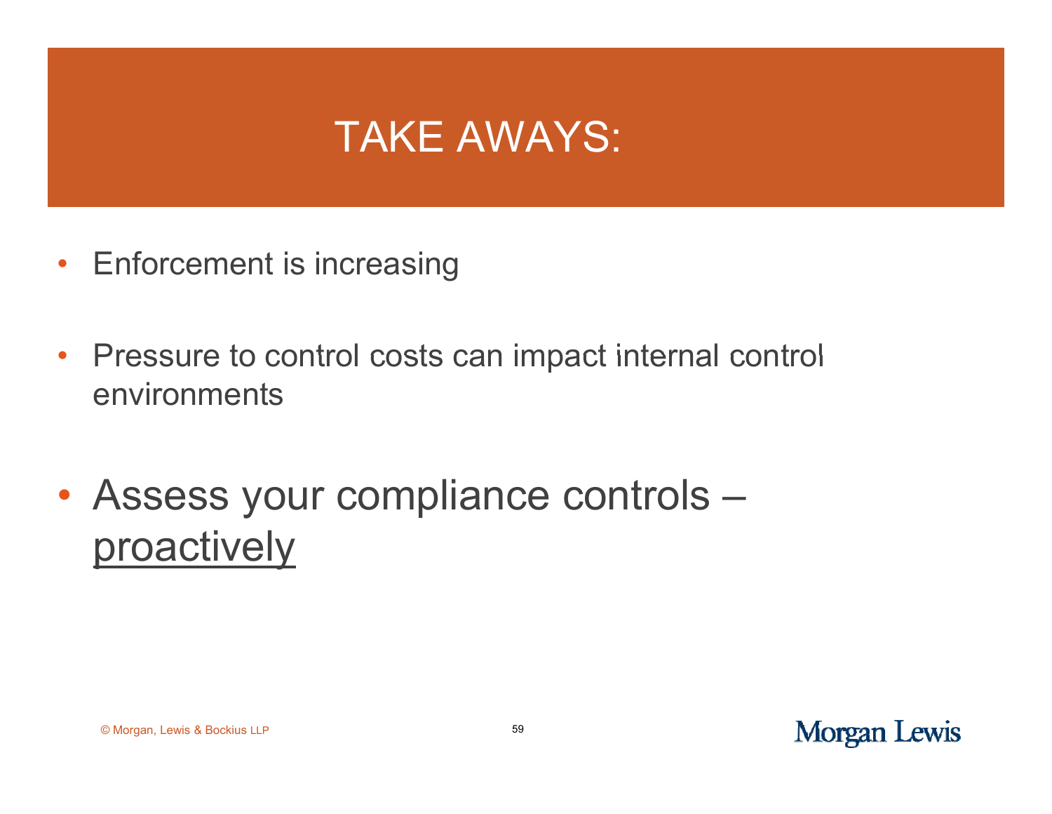# TAKE AWAYS:

- Enforcement is increasing
- Pressure to control costs can impact internal control environments
- Assess your compliance controls – <u>proactively</u>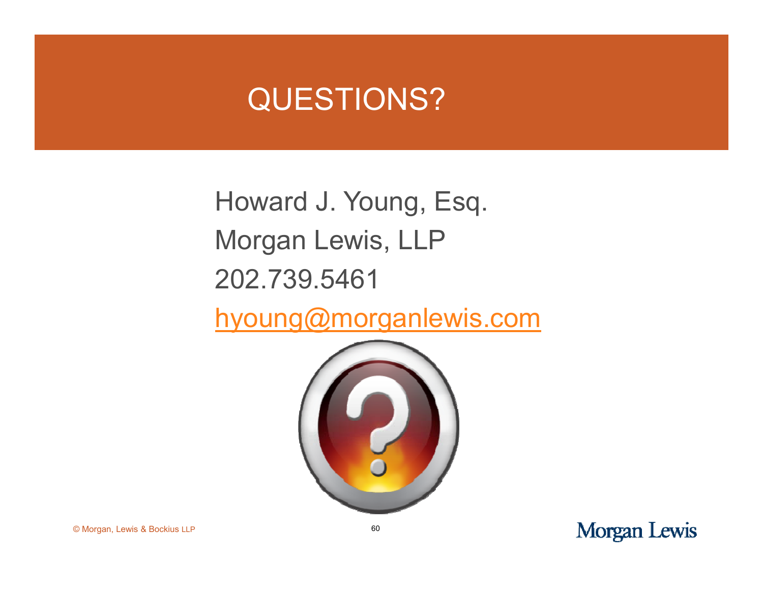# QUESTIONS?

Howard J. Young, Esq.

Morgan Lewis, LLP

202.739.5461

hyoung@morganlewis.com